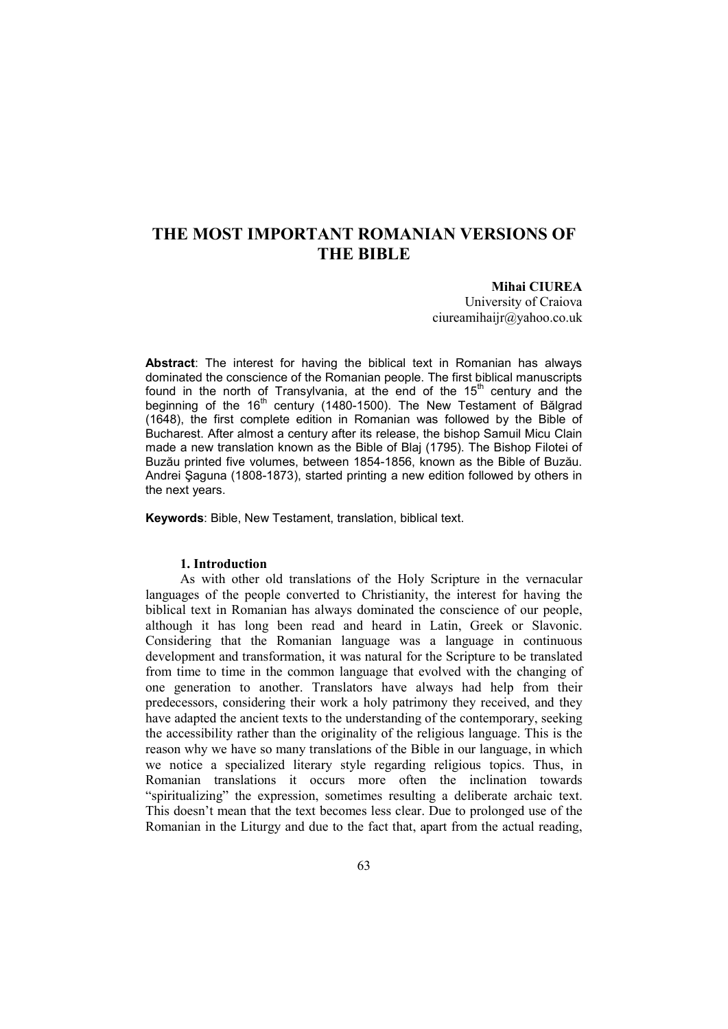# THE MOST IMPORTANT ROMANIAN VERSIONS OF THE BIBLE

**Mihai CIUREA**
University of Craiova
ciureamihaijr@yahoo.co.uk

**Abstract**: The interest for having the biblical text in Romanian has always dominated the conscience of the Romanian people. The first biblical manuscripts found in the north of Transylvania, at the end of the 15th century and the beginning of the 16th century (1480-1500). The New Testament of Bălgrad (1648), the first complete edition in Romanian was followed by the Bible of Bucharest. After almost a century after its release, the bishop Samuil Micu Clain made a new translation known as the Bible of Blaj (1795). The Bishop Filotei of Buzău printed five volumes, between 1854-1856, known as the Bible of Buzău. Andrei Şaguna (1808-1873), started printing a new edition followed by others in the next years.

**Keywords**: Bible, New Testament, translation, biblical text.

## 1. Introduction

As with other old translations of the Holy Scripture in the vernacular languages of the people converted to Christianity, the interest for having the biblical text in Romanian has always dominated the conscience of our people, although it has long been read and heard in Latin, Greek or Slavonic. Considering that the Romanian language was a language in continuous development and transformation, it was natural for the Scripture to be translated from time to time in the common language that evolved with the changing of one generation to another. Translators have always had help from their predecessors, considering their work a holy patrimony they received, and they have adapted the ancient texts to the understanding of the contemporary, seeking the accessibility rather than the originality of the religious language. This is the reason why we have so many translations of the Bible in our language, in which we notice a specialized literary style regarding religious topics. Thus, in Romanian translations it occurs more often the inclination towards "spiritualizing" the expression, sometimes resulting a deliberate archaic text. This doesn't mean that the text becomes less clear. Due to prolonged use of the Romanian in the Liturgy and due to the fact that, apart from the actual reading,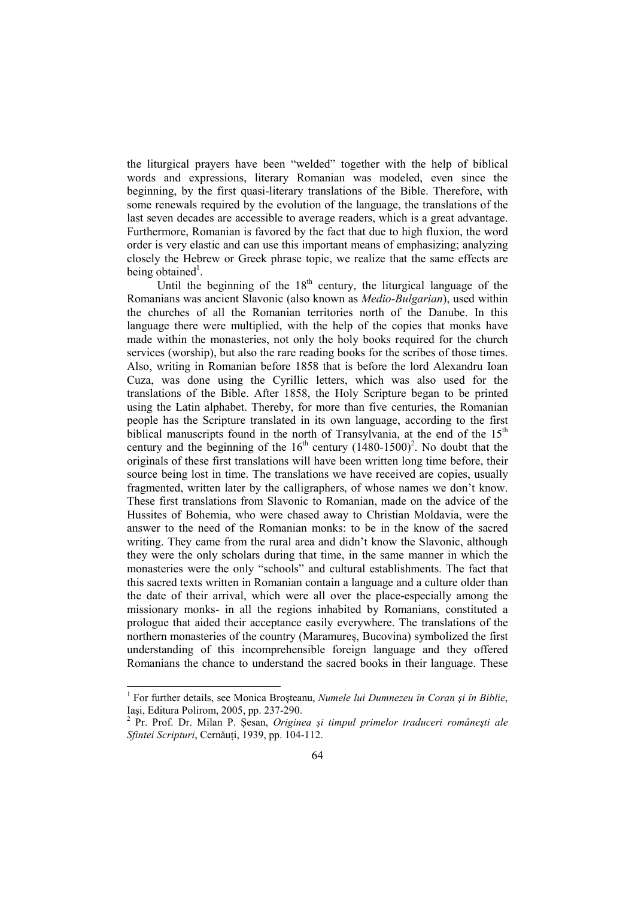the liturgical prayers have been "welded" together with the help of biblical words and expressions, literary Romanian was modeled, even since the beginning, by the first quasi-literary translations of the Bible. Therefore, with some renewals required by the evolution of the language, the translations of the last seven decades are accessible to average readers, which is a great advantage. Furthermore, Romanian is favored by the fact that due to high fluxion, the word order is very elastic and can use this important means of emphasizing; analyzing closely the Hebrew or Greek phrase topic, we realize that the same effects are being obtained[1].

Until the beginning of the 18th century, the liturgical language of the Romanians was ancient Slavonic (also known as *Medio-Bulgarian*), used within the churches of all the Romanian territories north of the Danube. In this language there were multiplied, with the help of the copies that monks have made within the monasteries, not only the holy books required for the church services (worship), but also the rare reading books for the scribes of those times. Also, writing in Romanian before 1858 that is before the lord Alexandru Ioan Cuza, was done using the Cyrillic letters, which was also used for the translations of the Bible. After 1858, the Holy Scripture began to be printed using the Latin alphabet. Thereby, for more than five centuries, the Romanian people has the Scripture translated in its own language, according to the first biblical manuscripts found in the north of Transylvania, at the end of the 15th century and the beginning of the 16th century (1480-1500)[2]. No doubt that the originals of these first translations will have been written long time before, their source being lost in time. The translations we have received are copies, usually fragmented, written later by the calligraphers, of whose names we don't know. These first translations from Slavonic to Romanian, made on the advice of the Hussites of Bohemia, who were chased away to Christian Moldavia, were the answer to the need of the Romanian monks: to be in the know of the sacred writing. They came from the rural area and didn't know the Slavonic, although they were the only scholars during that time, in the same manner in which the monasteries were the only "schools" and cultural establishments. The fact that this sacred texts written in Romanian contain a language and a culture older than the date of their arrival, which were all over the place-especially among the missionary monks- in all the regions inhabited by Romanians, constituted a prologue that aided their acceptance easily everywhere. The translations of the northern monasteries of the country (Maramureş, Bucovina) symbolized the first understanding of this incomprehensible foreign language and they offered Romanians the chance to understand the sacred books in their language. These

---

[1] For further details, see Monica Broşteanu, *Numele lui Dumnezeu în Coran şi în Biblie*, Iaşi, Editura Polirom, 2005, pp. 237-290.

[2] Pr. Prof. Dr. Milan P. Şesan, *Originea şi timpul primelor traduceri româneşti ale Sfintei Scripturi*, Cernăuţi, 1939, pp. 104-112.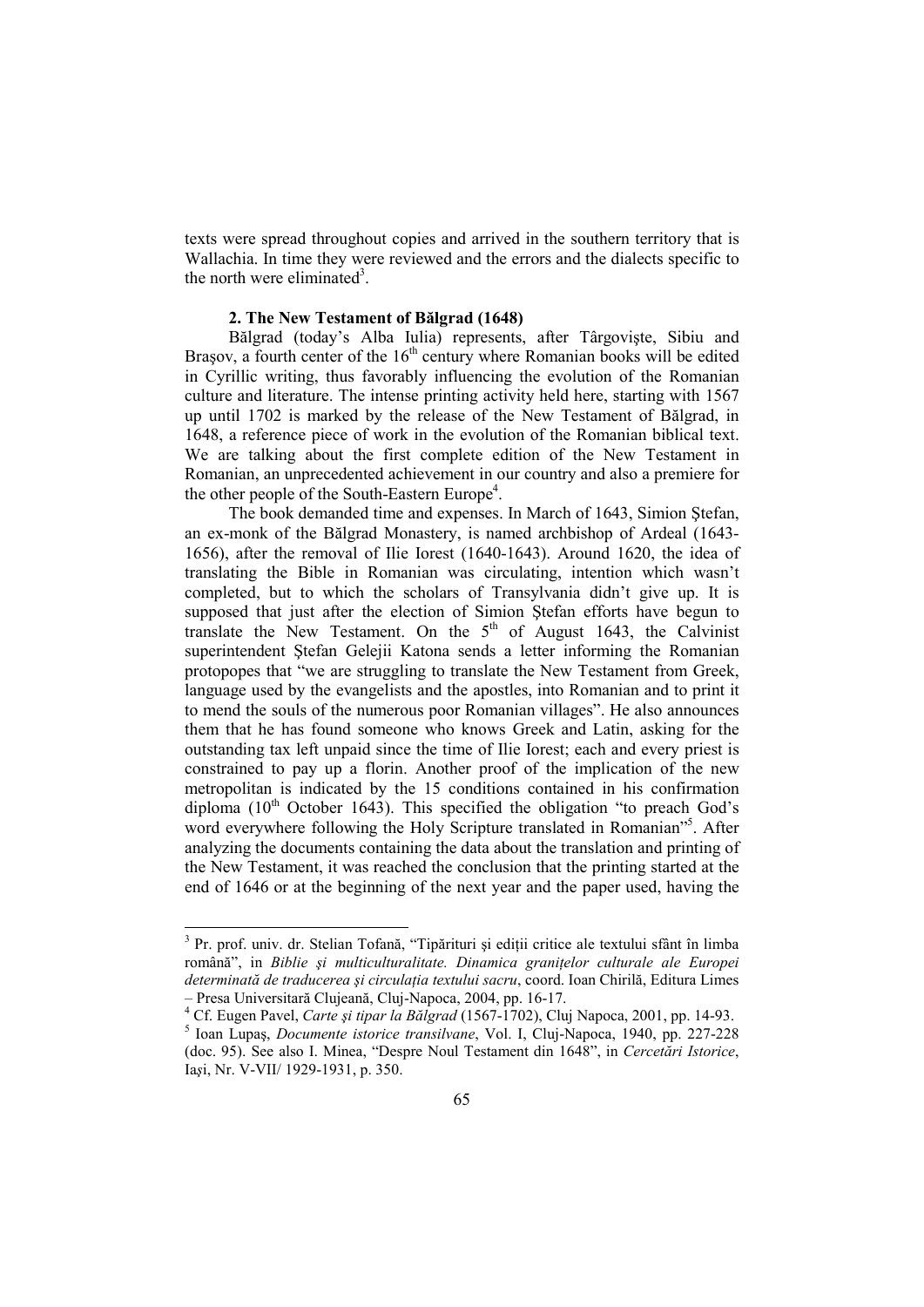texts were spread throughout copies and arrived in the southern territory that is Wallachia. In time they were reviewed and the errors and the dialects specific to the north were eliminated[3].

### 2. The New Testament of Bălgrad (1648)

Bălgrad (today's Alba Iulia) represents, after Târgovişte, Sibiu and Braşov, a fourth center of the 16$^{th}$ century where Romanian books will be edited in Cyrillic writing, thus favorably influencing the evolution of the Romanian culture and literature. The intense printing activity held here, starting with 1567 up until 1702 is marked by the release of the New Testament of Bălgrad, in 1648, a reference piece of work in the evolution of the Romanian biblical text. We are talking about the first complete edition of the New Testament in Romanian, an unprecedented achievement in our country and also a premiere for the other people of the South-Eastern Europe[4].

The book demanded time and expenses. In March of 1643, Simion Ştefan, an ex-monk of the Bălgrad Monastery, is named archbishop of Ardeal (1643-1656), after the removal of Ilie Iorest (1640-1643). Around 1620, the idea of translating the Bible in Romanian was circulating, intention which wasn't completed, but to which the scholars of Transylvania didn't give up. It is supposed that just after the election of Simion Ştefan efforts have begun to translate the New Testament. On the 5$^{th}$ of August 1643, the Calvinist superintendent Ştefan Gelejii Katona sends a letter informing the Romanian protopopes that "we are struggling to translate the New Testament from Greek, language used by the evangelists and the apostles, into Romanian and to print it to mend the souls of the numerous poor Romanian villages". He also announces them that he has found someone who knows Greek and Latin, asking for the outstanding tax left unpaid since the time of Ilie Iorest; each and every priest is constrained to pay up a florin. Another proof of the implication of the new metropolitan is indicated by the 15 conditions contained in his confirmation diploma (10$^{th}$ October 1643). This specified the obligation "to preach God's word everywhere following the Holy Scripture translated in Romanian"[5]. After analyzing the documents containing the data about the translation and printing of the New Testament, it was reached the conclusion that the printing started at the end of 1646 or at the beginning of the next year and the paper used, having the

---

[3] Pr. prof. univ. dr. Stelian Tofană, "Tipărituri şi ediţii critice ale textului sfânt în limba română", in *Biblie şi multiculturalitate. Dinamica graniţelor culturale ale Europei determinată de traducerea şi circulaţia textului sacru*, coord. Ioan Chirilă, Editura Limes – Presa Universitară Clujeană, Cluj-Napoca, 2004, pp. 16-17.

[4] Cf. Eugen Pavel, *Carte şi tipar la Bălgrad* (1567-1702), Cluj Napoca, 2001, pp. 14-93.

[5] Ioan Lupaş, *Documente istorice transilvane*, Vol. I, Cluj-Napoca, 1940, pp. 227-228 (doc. 95). See also I. Minea, "Despre Noul Testament din 1648", in *Cercetări Istorice*, Iaşi, Nr. V-VII/ 1929-1931, p. 350.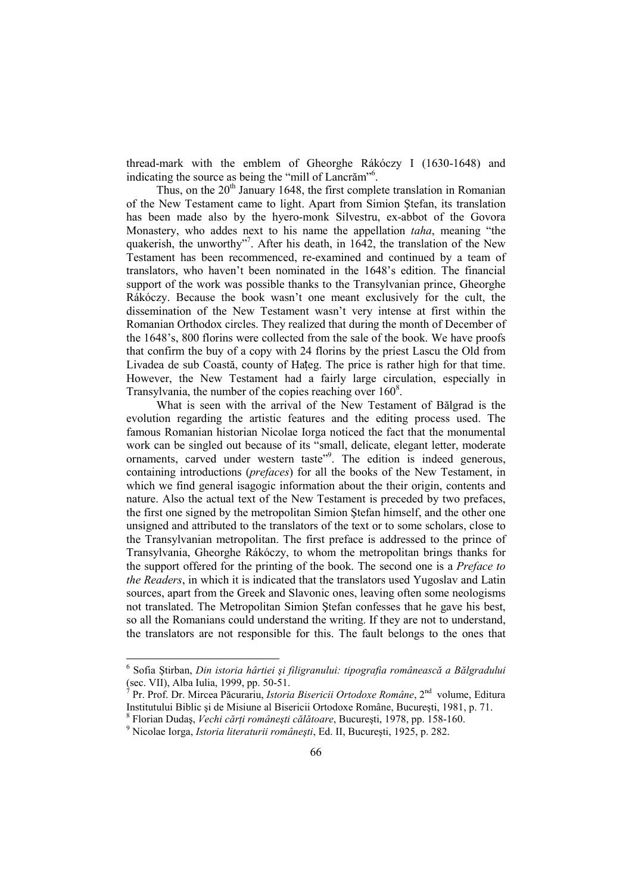thread-mark with the emblem of Gheorghe Rákóczy I (1630-1648) and indicating the source as being the "mill of Lancrăm"[6].

Thus, on the 20th January 1648, the first complete translation in Romanian of the New Testament came to light. Apart from Simion Ştefan, its translation has been made also by the hyero-monk Silvestru, ex-abbot of the Govora Monastery, who addes next to his name the appellation *taha*, meaning "the quakerish, the unworthy"[7]. After his death, in 1642, the translation of the New Testament has been recommenced, re-examined and continued by a team of translators, who haven't been nominated in the 1648's edition. The financial support of the work was possible thanks to the Transylvanian prince, Gheorghe Rákóczy. Because the book wasn't one meant exclusively for the cult, the dissemination of the New Testament wasn't very intense at first within the Romanian Orthodox circles. They realized that during the month of December of the 1648's, 800 florins were collected from the sale of the book. We have proofs that confirm the buy of a copy with 24 florins by the priest Lascu the Old from Livadea de sub Coastă, county of Haţeg. The price is rather high for that time. However, the New Testament had a fairly large circulation, especially in Transylvania, the number of the copies reaching over 160[8].

What is seen with the arrival of the New Testament of Bălgrad is the evolution regarding the artistic features and the editing process used. The famous Romanian historian Nicolae Iorga noticed the fact that the monumental work can be singled out because of its "small, delicate, elegant letter, moderate ornaments, carved under western taste"[9]. The edition is indeed generous, containing introductions (*prefaces*) for all the books of the New Testament, in which we find general isagogic information about the their origin, contents and nature. Also the actual text of the New Testament is preceded by two prefaces, the first one signed by the metropolitan Simion Ştefan himself, and the other one unsigned and attributed to the translators of the text or to some scholars, close to the Transylvanian metropolitan. The first preface is addressed to the prince of Transylvania, Gheorghe Rákóczy, to whom the metropolitan brings thanks for the support offered for the printing of the book. The second one is a *Preface to the Readers*, in which it is indicated that the translators used Yugoslav and Latin sources, apart from the Greek and Slavonic ones, leaving often some neologisms not translated. The Metropolitan Simion Ştefan confesses that he gave his best, so all the Romanians could understand the writing. If they are not to understand, the translators are not responsible for this. The fault belongs to the ones that

---

[6] Sofia Ştirban, *Din istoria hârtiei şi filigranului: tipografia românească a Bălgradului* (sec. VII), Alba Iulia, 1999, pp. 50-51.

[7] Pr. Prof. Dr. Mircea Păcurariu, *Istoria Bisericii Ortodoxe Române*, 2nd volume, Editura Institutului Biblic şi de Misiune al Bisericii Ortodoxe Române, Bucureşti, 1981, p. 71.

[8] Florian Dudaş, *Vechi cărţi româneşti călătoare*, Bucureşti, 1978, pp. 158-160.

[9] Nicolae Iorga, *Istoria literaturii româneşti*, Ed. II, Bucureşti, 1925, p. 282.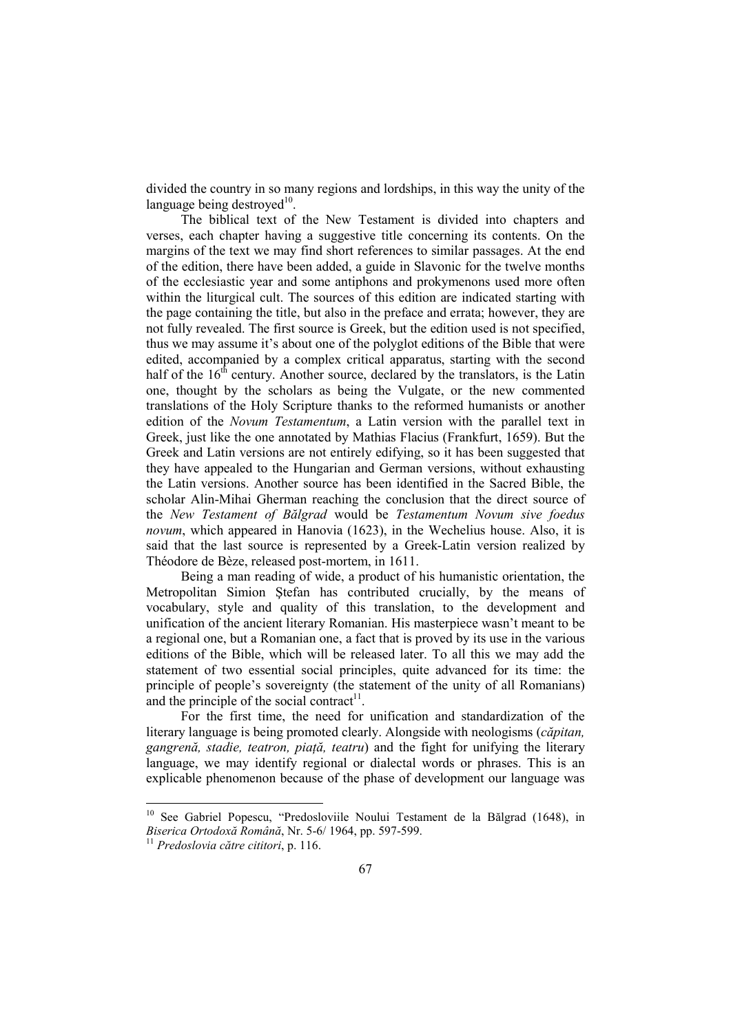divided the country in so many regions and lordships, in this way the unity of the language being destroyed[10].

The biblical text of the New Testament is divided into chapters and verses, each chapter having a suggestive title concerning its contents. On the margins of the text we may find short references to similar passages. At the end of the edition, there have been added, a guide in Slavonic for the twelve months of the ecclesiastic year and some antiphons and prokymenons used more often within the liturgical cult. The sources of this edition are indicated starting with the page containing the title, but also in the preface and errata; however, they are not fully revealed. The first source is Greek, but the edition used is not specified, thus we may assume it's about one of the polyglot editions of the Bible that were edited, accompanied by a complex critical apparatus, starting with the second half of the 16th century. Another source, declared by the translators, is the Latin one, thought by the scholars as being the Vulgate, or the new commented translations of the Holy Scripture thanks to the reformed humanists or another edition of the *Novum Testamentum*, a Latin version with the parallel text in Greek, just like the one annotated by Mathias Flacius (Frankfurt, 1659). But the Greek and Latin versions are not entirely edifying, so it has been suggested that they have appealed to the Hungarian and German versions, without exhausting the Latin versions. Another source has been identified in the Sacred Bible, the scholar Alin-Mihai Gherman reaching the conclusion that the direct source of the *New Testament of Bălgrad* would be *Testamentum Novum sive foedus novum*, which appeared in Hanovia (1623), in the Wechelius house. Also, it is said that the last source is represented by a Greek-Latin version realized by Théodore de Bèze, released post-mortem, in 1611.

Being a man reading of wide, a product of his humanistic orientation, the Metropolitan Simion Ştefan has contributed crucially, by the means of vocabulary, style and quality of this translation, to the development and unification of the ancient literary Romanian. His masterpiece wasn't meant to be a regional one, but a Romanian one, a fact that is proved by its use in the various editions of the Bible, which will be released later. To all this we may add the statement of two essential social principles, quite advanced for its time: the principle of people's sovereignty (the statement of the unity of all Romanians) and the principle of the social contract[11].

For the first time, the need for unification and standardization of the literary language is being promoted clearly. Alongside with neologisms (*căpitan, gangrenă, stadie, teatron, piață, teatru*) and the fight for unifying the literary language, we may identify regional or dialectal words or phrases. This is an explicable phenomenon because of the phase of development our language was

---

[10] See Gabriel Popescu, "Predosloviile Noului Testament de la Bălgrad (1648), in *Biserica Ortodoxă Română*, Nr. 5-6/ 1964, pp. 597-599.

[11] *Predoslovia către cititori*, p. 116.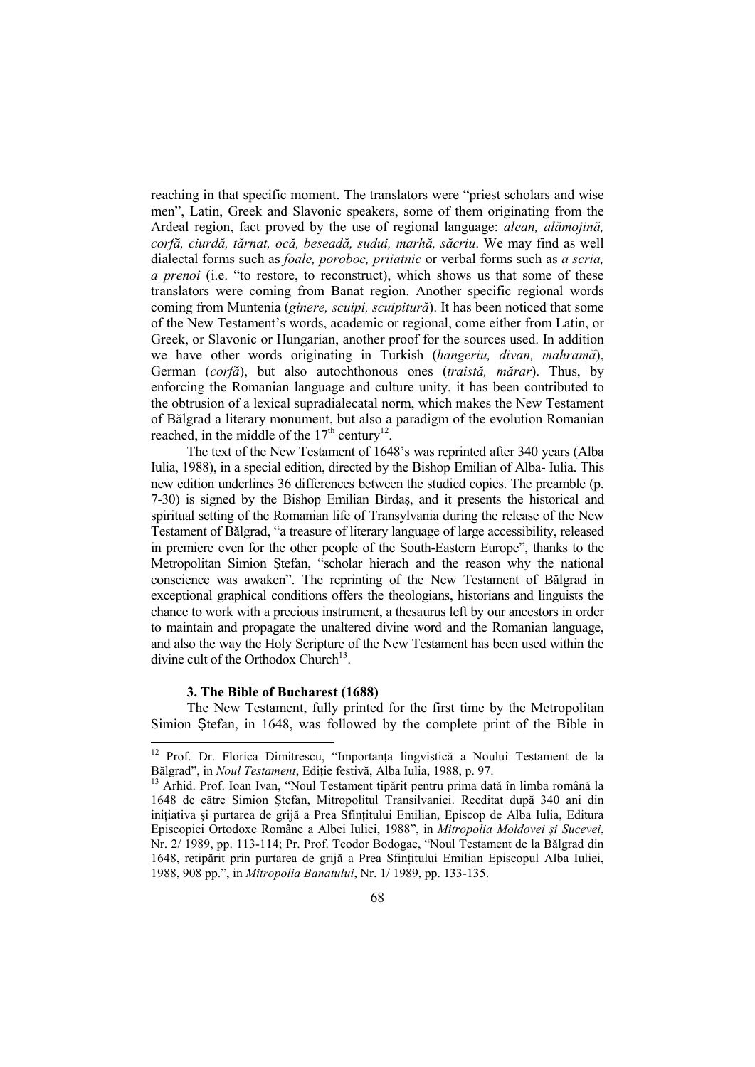reaching in that specific moment. The translators were "priest scholars and wise men", Latin, Greek and Slavonic speakers, some of them originating from the Ardeal region, fact proved by the use of regional language: *alean, alămojină, corfă, ciurdă, tărnat, ocă, beseadă, sudui, marhă, săcriu*. We may find as well dialectal forms such as *foale, poroboc, priiatnic* or verbal forms such as *a scria, a prenoi* (i.e. "to restore, to reconstruct), which shows us that some of these translators were coming from Banat region. Another specific regional words coming from Muntenia (*ginere, scuipi, scuipitură*). It has been noticed that some of the New Testament's words, academic or regional, come either from Latin, or Greek, or Slavonic or Hungarian, another proof for the sources used. In addition we have other words originating in Turkish (*hangeriu, divan, mahramă*), German (*corfă*), but also autochthonous ones (*traistă, mărar*). Thus, by enforcing the Romanian language and culture unity, it has been contributed to the obtrusion of a lexical supradialecatal norm, which makes the New Testament of Bălgrad a literary monument, but also a paradigm of the evolution Romanian reached, in the middle of the 17th century[12].

The text of the New Testament of 1648's was reprinted after 340 years (Alba Iulia, 1988), in a special edition, directed by the Bishop Emilian of Alba- Iulia. This new edition underlines 36 differences between the studied copies. The preamble (p. 7-30) is signed by the Bishop Emilian Birdaş, and it presents the historical and spiritual setting of the Romanian life of Transylvania during the release of the New Testament of Bălgrad, "a treasure of literary language of large accessibility, released in premiere even for the other people of the South-Eastern Europe", thanks to the Metropolitan Simion Ştefan, "scholar hierach and the reason why the national conscience was awaken". The reprinting of the New Testament of Bălgrad in exceptional graphical conditions offers the theologians, historians and linguists the chance to work with a precious instrument, a thesaurus left by our ancestors in order to maintain and propagate the unaltered divine word and the Romanian language, and also the way the Holy Scripture of the New Testament has been used within the divine cult of the Orthodox Church[13].

### 3. The Bible of Bucharest (1688)

The New Testament, fully printed for the first time by the Metropolitan Simion Ștefan, in 1648, was followed by the complete print of the Bible in

---

[12] Prof. Dr. Florica Dimitrescu, "Importanța lingvistică a Noului Testament de la Bălgrad", in *Noul Testament*, Ediție festivă, Alba Iulia, 1988, p. 97.

[13] Arhid. Prof. Ioan Ivan, "Noul Testament tipărit pentru prima dată în limba română la 1648 de către Simion Ștefan, Mitropolitul Transilvaniei. Reeditat după 340 ani din inițiativa și purtarea de grijă a Prea Sfințitului Emilian, Episcop de Alba Iulia, Editura Episcopiei Ortodoxe Române a Albei Iuliei, 1988", in *Mitropolia Moldovei şi Sucevei*, Nr. 2/ 1989, pp. 113-114; Pr. Prof. Teodor Bodogae, "Noul Testament de la Bălgrad din 1648, retipărit prin purtarea de grijă a Prea Sfințitului Emilian Episcopul Alba Iuliei, 1988, 908 pp.", in *Mitropolia Banatului*, Nr. 1/ 1989, pp. 133-135.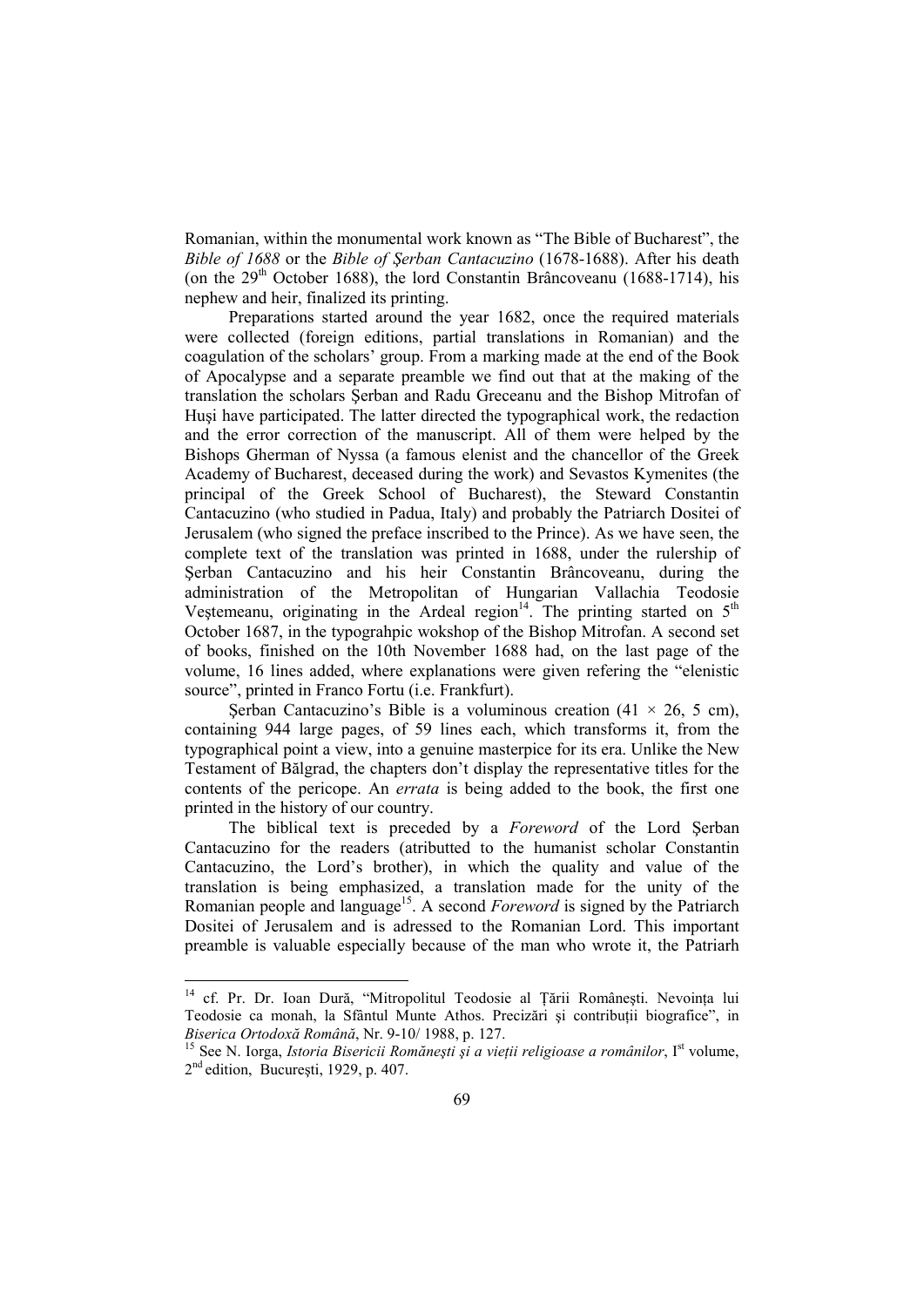Romanian, within the monumental work known as "The Bible of Bucharest", the *Bible of 1688* or the *Bible of Şerban Cantacuzino* (1678-1688). After his death (on the 29th October 1688), the lord Constantin Brâncoveanu (1688-1714), his nephew and heir, finalized its printing.

Preparations started around the year 1682, once the required materials were collected (foreign editions, partial translations in Romanian) and the coagulation of the scholars' group. From a marking made at the end of the Book of Apocalypse and a separate preamble we find out that at the making of the translation the scholars Şerban and Radu Greceanu and the Bishop Mitrofan of Huşi have participated. The latter directed the typographical work, the redaction and the error correction of the manuscript. All of them were helped by the Bishops Gherman of Nyssa (a famous elenist and the chancellor of the Greek Academy of Bucharest, deceased during the work) and Sevastos Kymenites (the principal of the Greek School of Bucharest), the Steward Constantin Cantacuzino (who studied in Padua, Italy) and probably the Patriarch Dositei of Jerusalem (who signed the preface inscribed to the Prince). As we have seen, the complete text of the translation was printed in 1688, under the rulership of Şerban Cantacuzino and his heir Constantin Brâncoveanu, during the administration of the Metropolitan of Hungarian Vallachia Teodosie Veştemeanu, originating in the Ardeal region[14]. The printing started on 5th October 1687, in the typograhpic wokshop of the Bishop Mitrofan. A second set of books, finished on the 10th November 1688 had, on the last page of the volume, 16 lines added, where explanations were given refering the "elenistic source", printed in Franco Fortu (i.e. Frankfurt).

Şerban Cantacuzino's Bible is a voluminous creation (41 × 26, 5 cm), containing 944 large pages, of 59 lines each, which transforms it, from the typographical point a view, into a genuine masterpice for its era. Unlike the New Testament of Bălgrad, the chapters don't display the representative titles for the contents of the pericope. An *errata* is being added to the book, the first one printed in the history of our country.

The biblical text is preceded by a *Foreword* of the Lord Şerban Cantacuzino for the readers (atributted to the humanist scholar Constantin Cantacuzino, the Lord's brother), in which the quality and value of the translation is being emphasized, a translation made for the unity of the Romanian people and language[15]. A second *Foreword* is signed by the Patriarch Dositei of Jerusalem and is adressed to the Romanian Lord. This important preamble is valuable especially because of the man who wrote it, the Patriarh

---

[14] cf. Pr. Dr. Ioan Dură, "Mitropolitul Teodosie al Ţării Româneşti. Nevoinţa lui Teodosie ca monah, la Sfântul Munte Athos. Precizări şi contribuţii biografice", in *Biserica Ortodoxă Română*, Nr. 9-10/ 1988, p. 127.

[15] See N. Iorga, *Istoria Bisericii Româneşti şi a vieţii religioase a românilor*, Ist volume, 2nd edition, Bucureşti, 1929, p. 407.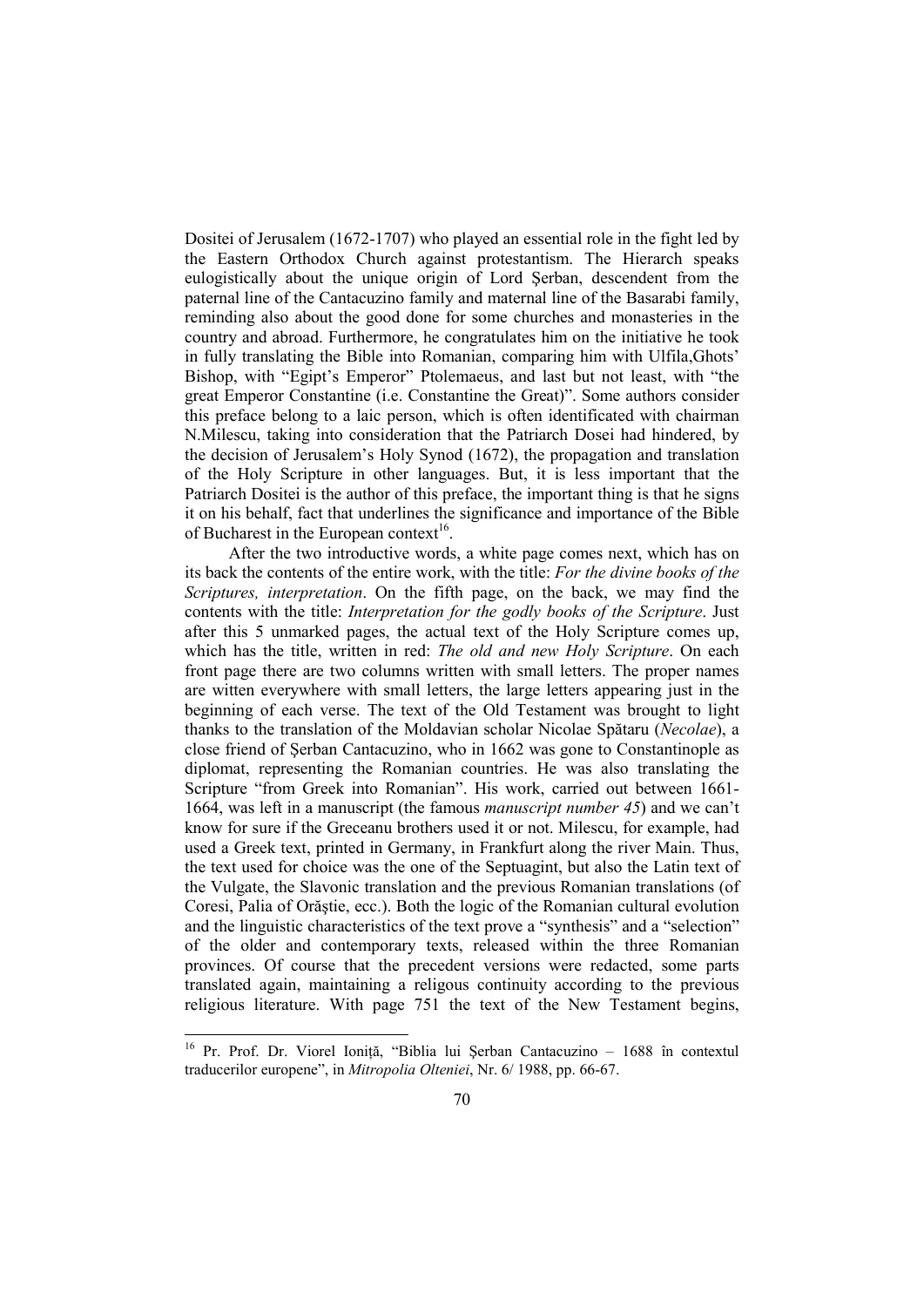Dositei of Jerusalem (1672-1707) who played an essential role in the fight led by the Eastern Orthodox Church against protestantism. The Hierarch speaks eulogistically about the unique origin of Lord Şerban, descendent from the paternal line of the Cantacuzino family and maternal line of the Basarabi family, reminding also about the good done for some churches and monasteries in the country and abroad. Furthermore, he congratulates him on the initiative he took in fully translating the Bible into Romanian, comparing him with Ulfila,Ghots' Bishop, with "Egipt's Emperor" Ptolemaeus, and last but not least, with "the great Emperor Constantine (i.e. Constantine the Great)". Some authors consider this preface belong to a laic person, which is often identificated with chairman N.Milescu, taking into consideration that the Patriarch Dosei had hindered, by the decision of Jerusalem's Holy Synod (1672), the propagation and translation of the Holy Scripture in other languages. But, it is less important that the Patriarch Dositei is the author of this preface, the important thing is that he signs it on his behalf, fact that underlines the significance and importance of the Bible of Bucharest in the European context[16].

After the two introductive words, a white page comes next, which has on its back the contents of the entire work, with the title: *For the divine books of the Scriptures, interpretation*. On the fifth page, on the back, we may find the contents with the title: *Interpretation for the godly books of the Scripture*. Just after this 5 unmarked pages, the actual text of the Holy Scripture comes up, which has the title, written in red: *The old and new Holy Scripture*. On each front page there are two columns written with small letters. The proper names are witten everywhere with small letters, the large letters appearing just in the beginning of each verse. The text of the Old Testament was brought to light thanks to the translation of the Moldavian scholar Nicolae Spătaru (*Necolae*), a close friend of Şerban Cantacuzino, who in 1662 was gone to Constantinople as diplomat, representing the Romanian countries. He was also translating the Scripture "from Greek into Romanian". His work, carried out between 1661-1664, was left in a manuscript (the famous *manuscript number 45*) and we can't know for sure if the Greceanu brothers used it or not. Milescu, for example, had used a Greek text, printed in Germany, in Frankfurt along the river Main. Thus, the text used for choice was the one of the Septuagint, but also the Latin text of the Vulgate, the Slavonic translation and the previous Romanian translations (of Coresi, Palia of Orăştie, ecc.). Both the logic of the Romanian cultural evolution and the linguistic characteristics of the text prove a "synthesis" and a "selection" of the older and contemporary texts, released within the three Romanian provinces. Of course that the precedent versions were redacted, some parts translated again, maintaining a religous continuity according to the previous religious literature. With page 751 the text of the New Testament begins,

---

[16] Pr. Prof. Dr. Viorel Ioniţă, "Biblia lui Şerban Cantacuzino – 1688 în contextul traducerilor europene", in *Mitropolia Olteniei*, Nr. 6/ 1988, pp. 66-67.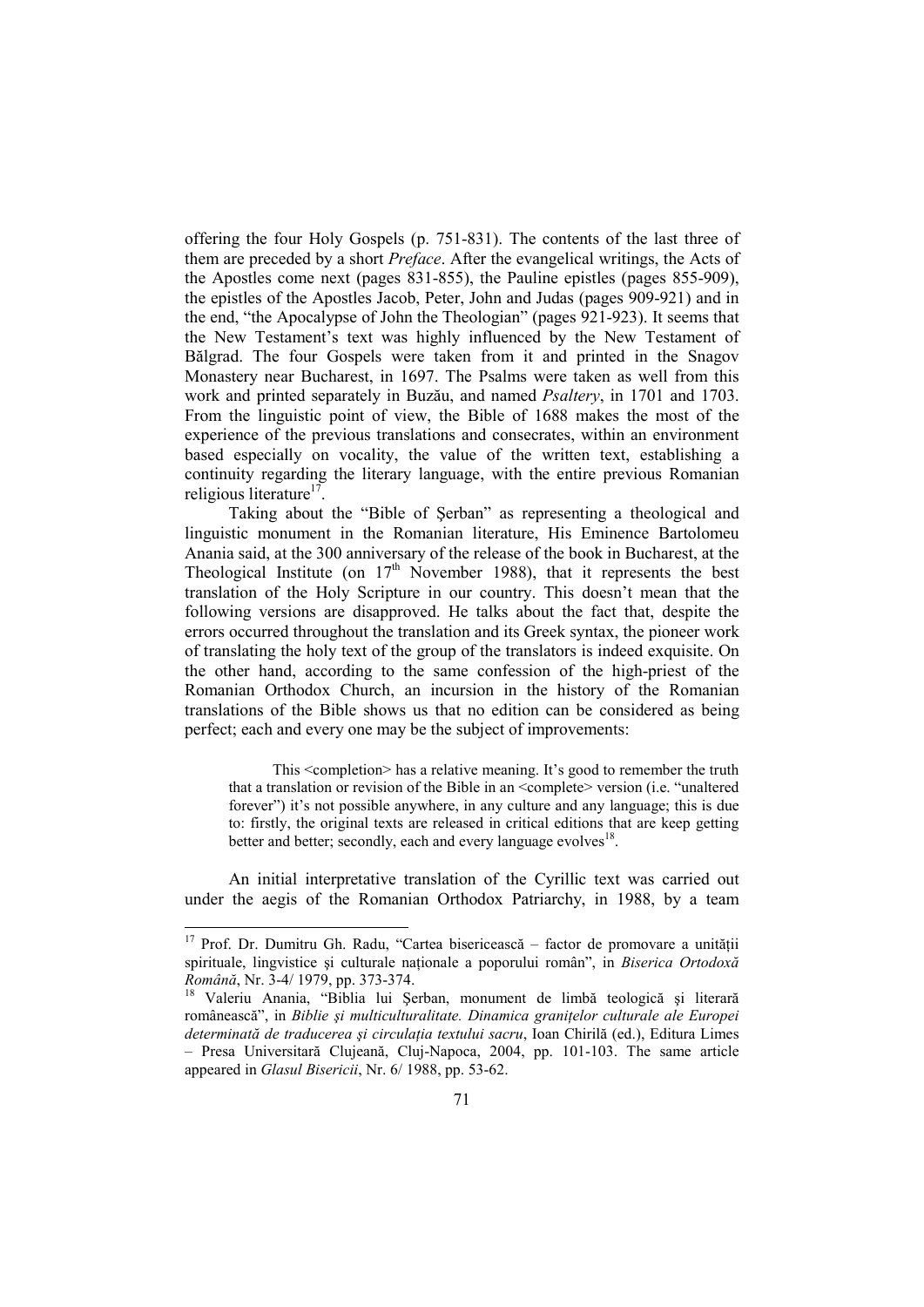offering the four Holy Gospels (p. 751-831). The contents of the last three of them are preceded by a short *Preface*. After the evangelical writings, the Acts of the Apostles come next (pages 831-855), the Pauline epistles (pages 855-909), the epistles of the Apostles Jacob, Peter, John and Judas (pages 909-921) and in the end, "the Apocalypse of John the Theologian" (pages 921-923). It seems that the New Testament's text was highly influenced by the New Testament of Bălgrad. The four Gospels were taken from it and printed in the Snagov Monastery near Bucharest, in 1697. The Psalms were taken as well from this work and printed separately in Buzău, and named *Psaltery*, in 1701 and 1703. From the linguistic point of view, the Bible of 1688 makes the most of the experience of the previous translations and consecrates, within an environment based especially on vocality, the value of the written text, establishing a continuity regarding the literary language, with the entire previous Romanian religious literature[17].

Taking about the "Bible of Şerban" as representing a theological and linguistic monument in the Romanian literature, His Eminence Bartolomeu Anania said, at the 300 anniversary of the release of the book in Bucharest, at the Theological Institute (on 17th November 1988), that it represents the best translation of the Holy Scripture in our country. This doesn't mean that the following versions are disapproved. He talks about the fact that, despite the errors occurred throughout the translation and its Greek syntax, the pioneer work of translating the holy text of the group of the translators is indeed exquisite. On the other hand, according to the same confession of the high-priest of the Romanian Orthodox Church, an incursion in the history of the Romanian translations of the Bible shows us that no edition can be considered as being perfect; each and every one may be the subject of improvements:

> This <completion> has a relative meaning. It's good to remember the truth that a translation or revision of the Bible in an <complete> version (i.e. "unaltered forever") it's not possible anywhere, in any culture and any language; this is due to: firstly, the original texts are released in critical editions that are keep getting better and better; secondly, each and every language evolves[18].

An initial interpretative translation of the Cyrillic text was carried out under the aegis of the Romanian Orthodox Patriarchy, in 1988, by a team

---

[17] Prof. Dr. Dumitru Gh. Radu, "Cartea bisericească – factor de promovare a unităţii spirituale, lingvistice şi culturale naţionale a poporului român", in *Biserica Ortodoxă Română*, Nr. 3-4/ 1979, pp. 373-374.

[18] Valeriu Anania, "Biblia lui Şerban, monument de limbă teologică şi literară românească", in *Biblie şi multiculturalitate. Dinamica graniţelor culturale ale Europei determinată de traducerea şi circulaţia textului sacru*, Ioan Chirilă (ed.), Editura Limes – Presa Universitară Clujeană, Cluj-Napoca, 2004, pp. 101-103. The same article appeared in *Glasul Bisericii*, Nr. 6/ 1988, pp. 53-62.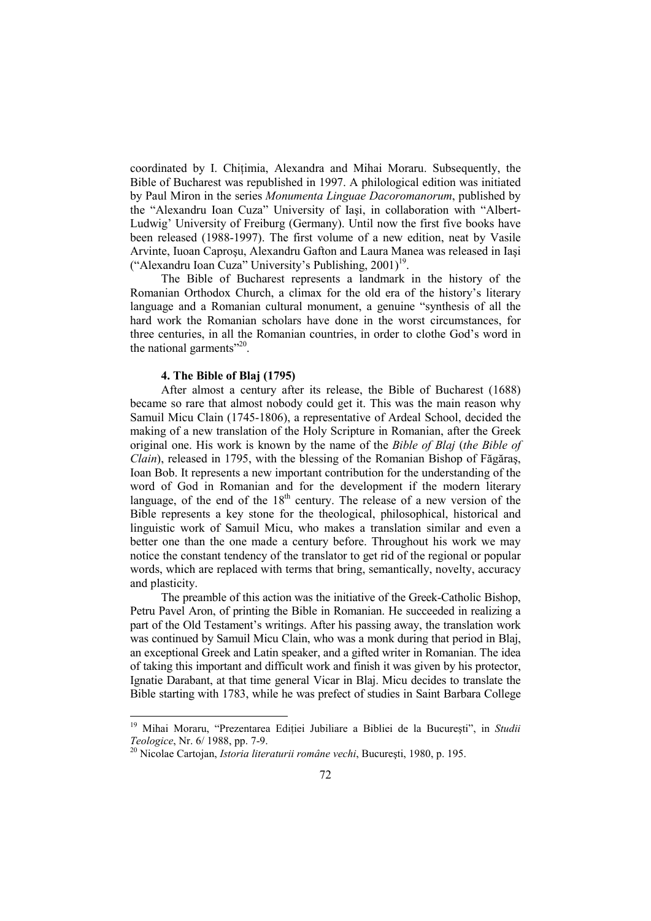coordinated by I. Chițimia, Alexandra and Mihai Moraru. Subsequently, the Bible of Bucharest was republished in 1997. A philological edition was initiated by Paul Miron in the series *Monumenta Linguae Dacoromanorum*, published by the "Alexandru Ioan Cuza" University of Iași, in collaboration with "Albert-Ludwig' University of Freiburg (Germany). Until now the first five books have been released (1988-1997). The first volume of a new edition, neat by Vasile Arvinte, Iuoan Caproșu, Alexandru Gafton and Laura Manea was released in Iași ("Alexandru Ioan Cuza" University's Publishing, 2001)[19].

The Bible of Bucharest represents a landmark in the history of the Romanian Orthodox Church, a climax for the old era of the history's literary language and a Romanian cultural monument, a genuine "synthesis of all the hard work the Romanian scholars have done in the worst circumstances, for three centuries, in all the Romanian countries, in order to clothe God's word in the national garments"[20].

#### 4. The Bible of Blaj (1795)

After almost a century after its release, the Bible of Bucharest (1688) became so rare that almost nobody could get it. This was the main reason why Samuil Micu Clain (1745-1806), a representative of Ardeal School, decided the making of a new translation of the Holy Scripture in Romanian, after the Greek original one. His work is known by the name of the *Bible of Blaj* (*the Bible of Clain*), released in 1795, with the blessing of the Romanian Bishop of Făgăraș, Ioan Bob. It represents a new important contribution for the understanding of the word of God in Romanian and for the development if the modern literary language, of the end of the 18th century. The release of a new version of the Bible represents a key stone for the theological, philosophical, historical and linguistic work of Samuil Micu, who makes a translation similar and even a better one than the one made a century before. Throughout his work we may notice the constant tendency of the translator to get rid of the regional or popular words, which are replaced with terms that bring, semantically, novelty, accuracy and plasticity.

The preamble of this action was the initiative of the Greek-Catholic Bishop, Petru Pavel Aron, of printing the Bible in Romanian. He succeeded in realizing a part of the Old Testament's writings. After his passing away, the translation work was continued by Samuil Micu Clain, who was a monk during that period in Blaj, an exceptional Greek and Latin speaker, and a gifted writer in Romanian. The idea of taking this important and difficult work and finish it was given by his protector, Ignatie Darabant, at that time general Vicar in Blaj. Micu decides to translate the Bible starting with 1783, while he was prefect of studies in Saint Barbara College

---

[19] Mihai Moraru, "Prezentarea Ediției Jubiliare a Bibliei de la București", in *Studii Teologice*, Nr. 6/ 1988, pp. 7-9.

[20] Nicolae Cartojan, *Istoria literaturii române vechi*, București, 1980, p. 195.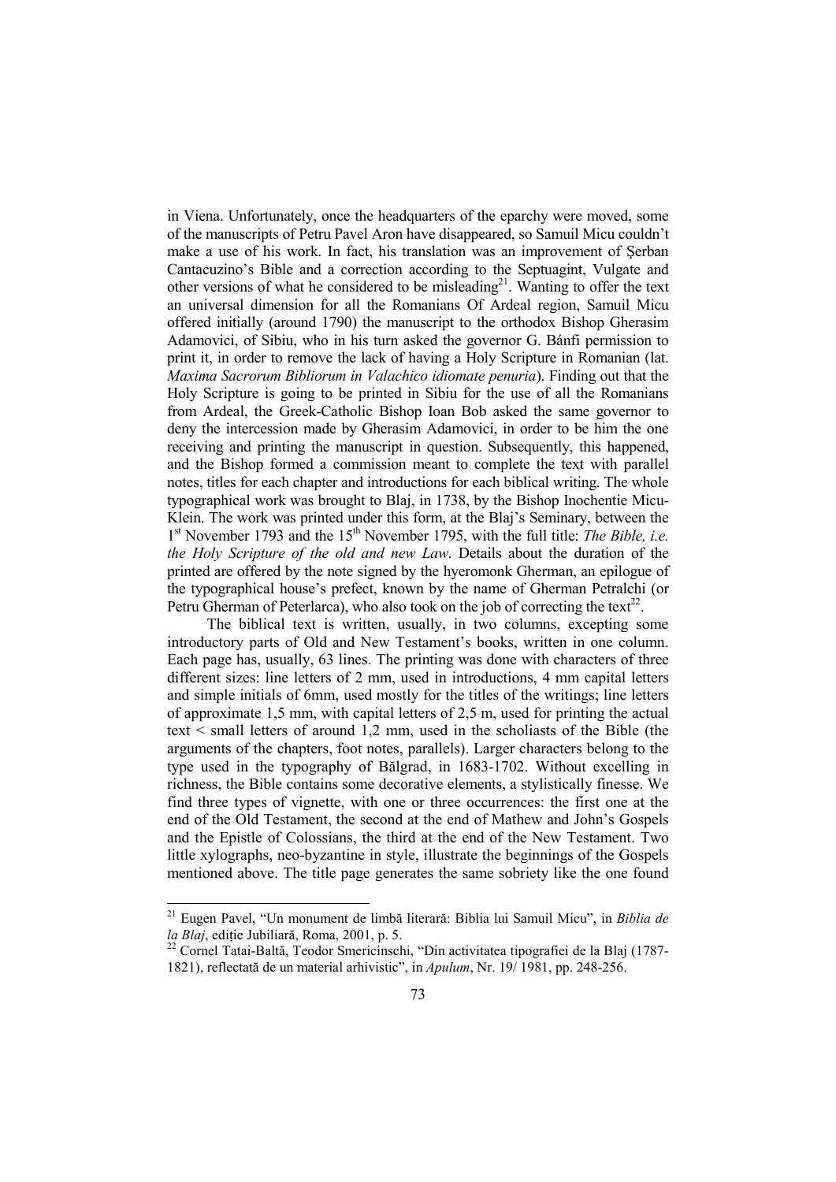in Viena. Unfortunately, once the headquarters of the eparchy were moved, some of the manuscripts of Petru Pavel Aron have disappeared, so Samuil Micu couldn't make a use of his work. In fact, his translation was an improvement of Șerban Cantacuzino's Bible and a correction according to the Septuagint, Vulgate and other versions of what he considered to be misleading[21]. Wanting to offer the text an universal dimension for all the Romanians Of Ardeal region, Samuil Micu offered initially (around 1790) the manuscript to the orthodox Bishop Gherasim Adamovici, of Sibiu, who in his turn asked the governor G. Bánfi permission to print it, in order to remove the lack of having a Holy Scripture in Romanian (lat. *Maxima Sacrorum Bibliorum in Valachico idiomate penuria*). Finding out that the Holy Scripture is going to be printed in Sibiu for the use of all the Romanians from Ardeal, the Greek-Catholic Bishop Ioan Bob asked the same governor to deny the intercession made by Gherasim Adamovici, in order to be him the one receiving and printing the manuscript in question. Subsequently, this happened, and the Bishop formed a commission meant to complete the text with parallel notes, titles for each chapter and introductions for each biblical writing. The whole typographical work was brought to Blaj, in 1738, by the Bishop Inochentie Micu-Klein. The work was printed under this form, at the Blaj's Seminary, between the 1st November 1793 and the 15th November 1795, with the full title: *The Bible, i.e. the Holy Scripture of the old and new Law*. Details about the duration of the printed are offered by the note signed by the hyeromonk Gherman, an epilogue of the typographical house's prefect, known by the name of Gherman Petralchi (or Petru Gherman of Peterlarca), who also took on the job of correcting the text[22].

The biblical text is written, usually, in two columns, excepting some introductory parts of Old and New Testament's books, written in one column. Each page has, usually, 63 lines. The printing was done with characters of three different sizes: line letters of 2 mm, used in introductions, 4 mm capital letters and simple initials of 6mm, used mostly for the titles of the writings; line letters of approximate 1,5 mm, with capital letters of 2,5 m, used for printing the actual text < small letters of around 1,2 mm, used in the scholiasts of the Bible (the arguments of the chapters, foot notes, parallels). Larger characters belong to the type used in the typography of Bălgrad, in 1683-1702. Without excelling in richness, the Bible contains some decorative elements, a stylistically finesse. We find three types of vignette, with one or three occurrences: the first one at the end of the Old Testament, the second at the end of Mathew and John's Gospels and the Epistle of Colossians, the third at the end of the New Testament. Two little xylographs, neo-byzantine in style, illustrate the beginnings of the Gospels mentioned above. The title page generates the same sobriety like the one found

---

[21] Eugen Pavel, "Un monument de limbă literară: Biblia lui Samuil Micu", in *Biblia de la Blaj*, ediție Jubiliară, Roma, 2001, p. 5.

[22] Cornel Tatai-Baltă, Teodor Smericinschi, "Din activitatea tipografiei de la Blaj (1787-1821), reflectată de un material arhivistic", in *Apulum*, Nr. 19/ 1981, pp. 248-256.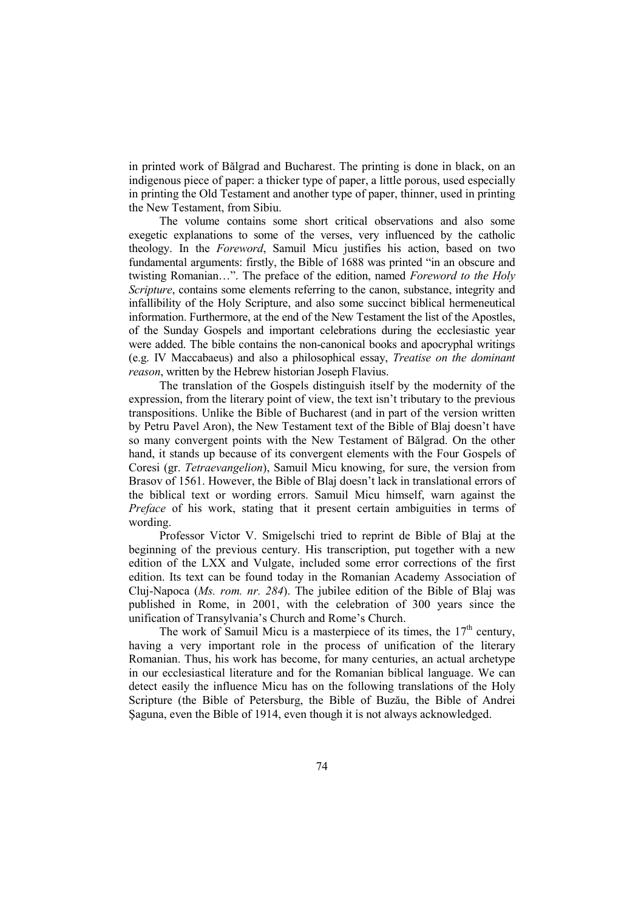in printed work of Bălgrad and Bucharest. The printing is done in black, on an indigenous piece of paper: a thicker type of paper, a little porous, used especially in printing the Old Testament and another type of paper, thinner, used in printing the New Testament, from Sibiu.

The volume contains some short critical observations and also some exegetic explanations to some of the verses, very influenced by the catholic theology. In the *Foreword*, Samuil Micu justifies his action, based on two fundamental arguments: firstly, the Bible of 1688 was printed "in an obscure and twisting Romanian…". The preface of the edition, named *Foreword to the Holy Scripture*, contains some elements referring to the canon, substance, integrity and infallibility of the Holy Scripture, and also some succinct biblical hermeneutical information. Furthermore, at the end of the New Testament the list of the Apostles, of the Sunday Gospels and important celebrations during the ecclesiastic year were added. The bible contains the non-canonical books and apocryphal writings (e.g. IV Maccabaeus) and also a philosophical essay, *Treatise on the dominant reason*, written by the Hebrew historian Joseph Flavius.

The translation of the Gospels distinguish itself by the modernity of the expression, from the literary point of view, the text isn't tributary to the previous transpositions. Unlike the Bible of Bucharest (and in part of the version written by Petru Pavel Aron), the New Testament text of the Bible of Blaj doesn't have so many convergent points with the New Testament of Bălgrad. On the other hand, it stands up because of its convergent elements with the Four Gospels of Coresi (gr. *Tetraevangelion*), Samuil Micu knowing, for sure, the version from Brasov of 1561. However, the Bible of Blaj doesn't lack in translational errors of the biblical text or wording errors. Samuil Micu himself, warn against the *Preface* of his work, stating that it present certain ambiguities in terms of wording.

Professor Victor V. Smigelschi tried to reprint de Bible of Blaj at the beginning of the previous century. His transcription, put together with a new edition of the LXX and Vulgate, included some error corrections of the first edition. Its text can be found today in the Romanian Academy Association of Cluj-Napoca (*Ms. rom. nr. 284*). The jubilee edition of the Bible of Blaj was published in Rome, in 2001, with the celebration of 300 years since the unification of Transylvania's Church and Rome's Church.

The work of Samuil Micu is a masterpiece of its times, the 17th century, having a very important role in the process of unification of the literary Romanian. Thus, his work has become, for many centuries, an actual archetype in our ecclesiastical literature and for the Romanian biblical language. We can detect easily the influence Micu has on the following translations of the Holy Scripture (the Bible of Petersburg, the Bible of Buzău, the Bible of Andrei Şaguna, even the Bible of 1914, even though it is not always acknowledged.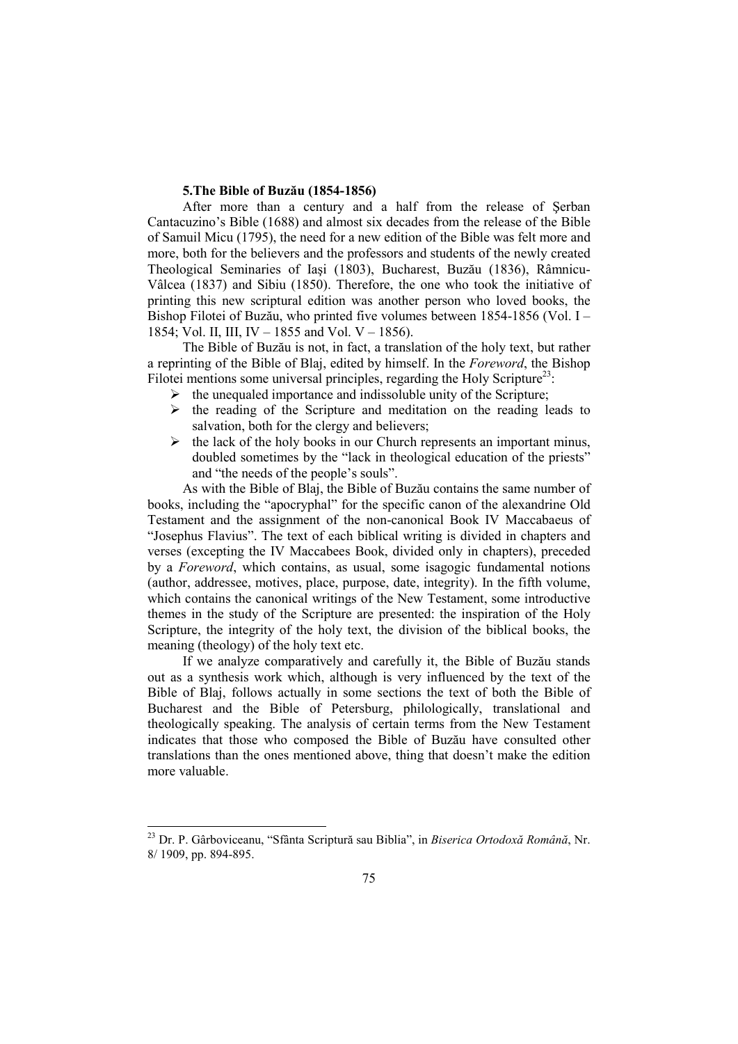### 5.The Bible of Buzău (1854-1856)

After more than a century and a half from the release of Şerban Cantacuzino's Bible (1688) and almost six decades from the release of the Bible of Samuil Micu (1795), the need for a new edition of the Bible was felt more and more, both for the believers and the professors and students of the newly created Theological Seminaries of Iaşi (1803), Bucharest, Buzău (1836), Râmnicu-Vâlcea (1837) and Sibiu (1850). Therefore, the one who took the initiative of printing this new scriptural edition was another person who loved books, the Bishop Filotei of Buzău, who printed five volumes between 1854-1856 (Vol. I – 1854; Vol. II, III, IV – 1855 and Vol. V – 1856).

The Bible of Buzău is not, in fact, a translation of the holy text, but rather a reprinting of the Bible of Blaj, edited by himself. In the *Foreword*, the Bishop Filotei mentions some universal principles, regarding the Holy Scripture[23]:

- the unequaled importance and indissoluble unity of the Scripture;
- the reading of the Scripture and meditation on the reading leads to salvation, both for the clergy and believers;
- the lack of the holy books in our Church represents an important minus, doubled sometimes by the "lack in theological education of the priests" and "the needs of the people's souls".

As with the Bible of Blaj, the Bible of Buzău contains the same number of books, including the "apocryphal" for the specific canon of the alexandrine Old Testament and the assignment of the non-canonical Book IV Maccabaeus of "Josephus Flavius". The text of each biblical writing is divided in chapters and verses (excepting the IV Maccabees Book, divided only in chapters), preceded by a *Foreword*, which contains, as usual, some isagogic fundamental notions (author, addressee, motives, place, purpose, date, integrity). In the fifth volume, which contains the canonical writings of the New Testament, some introductive themes in the study of the Scripture are presented: the inspiration of the Holy Scripture, the integrity of the holy text, the division of the biblical books, the meaning (theology) of the holy text etc.

If we analyze comparatively and carefully it, the Bible of Buzău stands out as a synthesis work which, although is very influenced by the text of the Bible of Blaj, follows actually in some sections the text of both the Bible of Bucharest and the Bible of Petersburg, philologically, translational and theologically speaking. The analysis of certain terms from the New Testament indicates that those who composed the Bible of Buzău have consulted other translations than the ones mentioned above, thing that doesn't make the edition more valuable.

---

[23] Dr. P. Gârboviceanu, "Sfânta Scriptură sau Biblia", in *Biserica Ortodoxă Română*, Nr. 8/ 1909, pp. 894-895.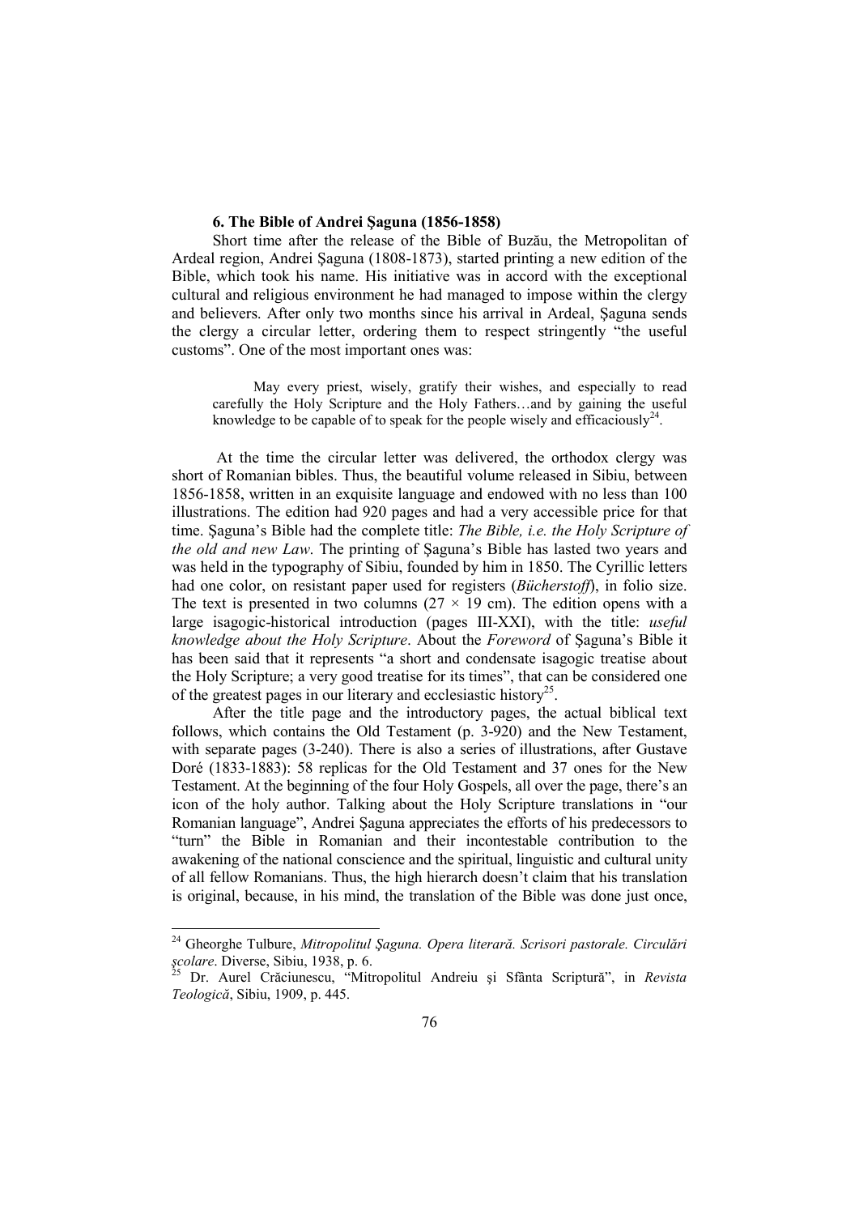### 6. The Bible of Andrei Şaguna (1856-1858)

Short time after the release of the Bible of Buzău, the Metropolitan of Ardeal region, Andrei Şaguna (1808-1873), started printing a new edition of the Bible, which took his name. His initiative was in accord with the exceptional cultural and religious environment he had managed to impose within the clergy and believers. After only two months since his arrival in Ardeal, Şaguna sends the clergy a circular letter, ordering them to respect stringently "the useful customs". One of the most important ones was:

> May every priest, wisely, gratify their wishes, and especially to read carefully the Holy Scripture and the Holy Fathers…and by gaining the useful knowledge to be capable of to speak for the people wisely and efficaciously[24].

At the time the circular letter was delivered, the orthodox clergy was short of Romanian bibles. Thus, the beautiful volume released in Sibiu, between 1856-1858, written in an exquisite language and endowed with no less than 100 illustrations. The edition had 920 pages and had a very accessible price for that time. Şaguna's Bible had the complete title: *The Bible, i.e. the Holy Scripture of the old and new Law*. The printing of Şaguna's Bible has lasted two years and was held in the typography of Sibiu, founded by him in 1850. The Cyrillic letters had one color, on resistant paper used for registers (*Bücherstoff*), in folio size. The text is presented in two columns (27 × 19 cm). The edition opens with a large isagogic-historical introduction (pages III-XXI), with the title: *useful knowledge about the Holy Scripture*. About the *Foreword* of Şaguna's Bible it has been said that it represents "a short and condensate isagogic treatise about the Holy Scripture; a very good treatise for its times", that can be considered one of the greatest pages in our literary and ecclesiastic history[25].

After the title page and the introductory pages, the actual biblical text follows, which contains the Old Testament (p. 3-920) and the New Testament, with separate pages (3-240). There is also a series of illustrations, after Gustave Doré (1833-1883): 58 replicas for the Old Testament and 37 ones for the New Testament. At the beginning of the four Holy Gospels, all over the page, there's an icon of the holy author. Talking about the Holy Scripture translations in "our Romanian language", Andrei Şaguna appreciates the efforts of his predecessors to "turn" the Bible in Romanian and their incontestable contribution to the awakening of the national conscience and the spiritual, linguistic and cultural unity of all fellow Romanians. Thus, the high hierarch doesn't claim that his translation is original, because, in his mind, the translation of the Bible was done just once,

---

[24] Gheorghe Tulbure, *Mitropolitul Şaguna. Opera literară. Scrisori pastorale. Circulări şcolare*. Diverse, Sibiu, 1938, p. 6.

[25] Dr. Aurel Crăciunescu, "Mitropolitul Andreiu şi Sfânta Scriptură", in *Revista Teologică*, Sibiu, 1909, p. 445.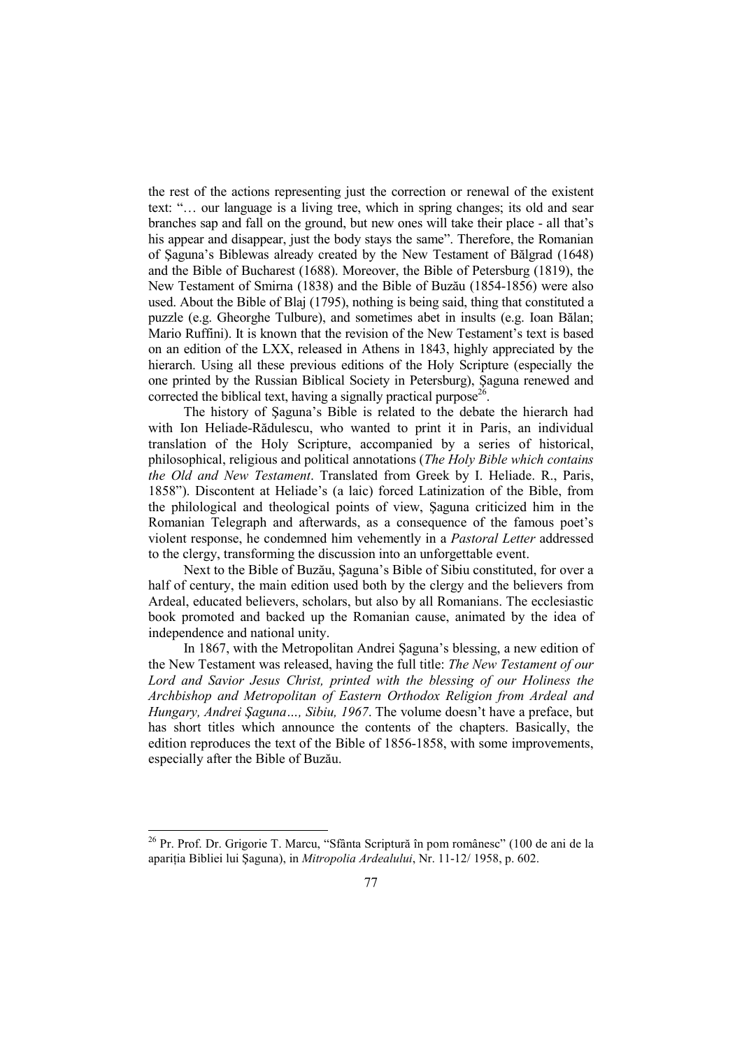the rest of the actions representing just the correction or renewal of the existent text: "… our language is a living tree, which in spring changes; its old and sear branches sap and fall on the ground, but new ones will take their place - all that's his appear and disappear, just the body stays the same". Therefore, the Romanian of Şaguna's Biblewas already created by the New Testament of Bălgrad (1648) and the Bible of Bucharest (1688). Moreover, the Bible of Petersburg (1819), the New Testament of Smirna (1838) and the Bible of Buzău (1854-1856) were also used. About the Bible of Blaj (1795), nothing is being said, thing that constituted a puzzle (e.g. Gheorghe Tulbure), and sometimes abet in insults (e.g. Ioan Bălan; Mario Ruffini). It is known that the revision of the New Testament's text is based on an edition of the LXX, released in Athens in 1843, highly appreciated by the hierarch. Using all these previous editions of the Holy Scripture (especially the one printed by the Russian Biblical Society in Petersburg), Şaguna renewed and corrected the biblical text, having a signally practical purpose[26].

The history of Şaguna's Bible is related to the debate the hierarch had with Ion Heliade-Rădulescu, who wanted to print it in Paris, an individual translation of the Holy Scripture, accompanied by a series of historical, philosophical, religious and political annotations (*The Holy Bible which contains the Old and New Testament*. Translated from Greek by I. Heliade. R., Paris, 1858"). Discontent at Heliade's (a laic) forced Latinization of the Bible, from the philological and theological points of view, Şaguna criticized him in the Romanian Telegraph and afterwards, as a consequence of the famous poet's violent response, he condemned him vehemently in a *Pastoral Letter* addressed to the clergy, transforming the discussion into an unforgettable event.

Next to the Bible of Buzău, Şaguna's Bible of Sibiu constituted, for over a half of century, the main edition used both by the clergy and the believers from Ardeal, educated believers, scholars, but also by all Romanians. The ecclesiastic book promoted and backed up the Romanian cause, animated by the idea of independence and national unity.

In 1867, with the Metropolitan Andrei Şaguna's blessing, a new edition of the New Testament was released, having the full title: *The New Testament of our Lord and Savior Jesus Christ, printed with the blessing of our Holiness the Archbishop and Metropolitan of Eastern Orthodox Religion from Ardeal and Hungary, Andrei Şaguna…, Sibiu, 1967*. The volume doesn't have a preface, but has short titles which announce the contents of the chapters. Basically, the edition reproduces the text of the Bible of 1856-1858, with some improvements, especially after the Bible of Buzău.

---

[26] Pr. Prof. Dr. Grigorie T. Marcu, "Sfânta Scriptură în pom românesc" (100 de ani de la apariția Bibliei lui Şaguna), in *Mitropolia Ardealului*, Nr. 11-12/ 1958, p. 602.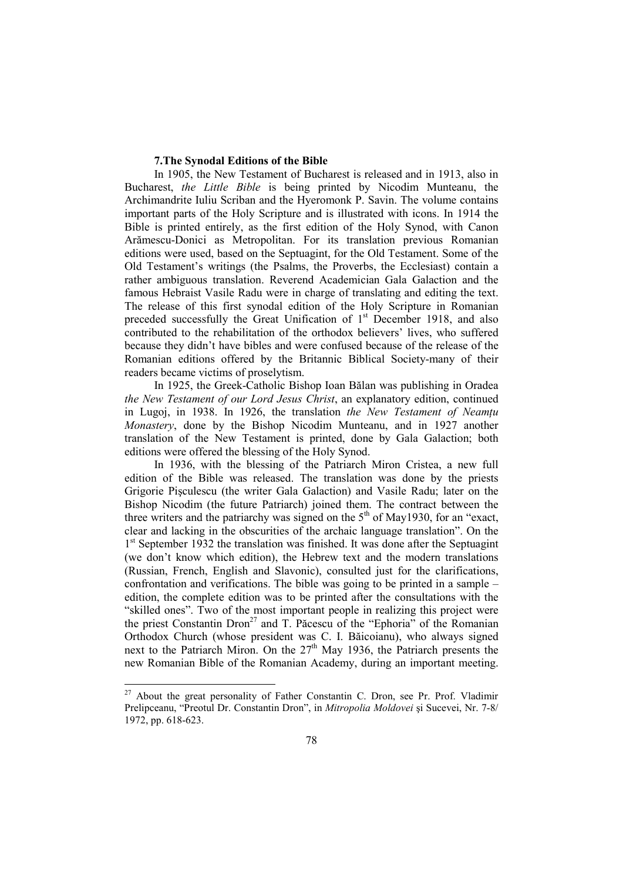### 7.The Synodal Editions of the Bible

In 1905, the New Testament of Bucharest is released and in 1913, also in Bucharest, *the Little Bible* is being printed by Nicodim Munteanu, the Archimandrite Iuliu Scriban and the Hyeromonk P. Savin. The volume contains important parts of the Holy Scripture and is illustrated with icons. In 1914 the Bible is printed entirely, as the first edition of the Holy Synod, with Canon Arămescu-Donici as Metropolitan. For its translation previous Romanian editions were used, based on the Septuagint, for the Old Testament. Some of the Old Testament's writings (the Psalms, the Proverbs, the Ecclesiast) contain a rather ambiguous translation. Reverend Academician Gala Galaction and the famous Hebraist Vasile Radu were in charge of translating and editing the text. The release of this first synodal edition of the Holy Scripture in Romanian preceded successfully the Great Unification of 1st December 1918, and also contributed to the rehabilitation of the orthodox believers' lives, who suffered because they didn't have bibles and were confused because of the release of the Romanian editions offered by the Britannic Biblical Society-many of their readers became victims of proselytism.

In 1925, the Greek-Catholic Bishop Ioan Bălan was publishing in Oradea *the New Testament of our Lord Jesus Christ*, an explanatory edition, continued in Lugoj, in 1938. In 1926, the translation *the New Testament of Neamțu Monastery*, done by the Bishop Nicodim Munteanu, and in 1927 another translation of the New Testament is printed, done by Gala Galaction; both editions were offered the blessing of the Holy Synod.

In 1936, with the blessing of the Patriarch Miron Cristea, a new full edition of the Bible was released. The translation was done by the priests Grigorie Pişculescu (the writer Gala Galaction) and Vasile Radu; later on the Bishop Nicodim (the future Patriarch) joined them. The contract between the three writers and the patriarchy was signed on the 5th of May1930, for an "exact, clear and lacking in the obscurities of the archaic language translation". On the 1st September 1932 the translation was finished. It was done after the Septuagint (we don't know which edition), the Hebrew text and the modern translations (Russian, French, English and Slavonic), consulted just for the clarifications, confrontation and verifications. The bible was going to be printed in a sample – edition, the complete edition was to be printed after the consultations with the "skilled ones". Two of the most important people in realizing this project were the priest Constantin Dron[27] and T. Păcescu of the "Ephoria" of the Romanian Orthodox Church (whose president was C. I. Băicoianu), who always signed next to the Patriarch Miron. On the 27th May 1936, the Patriarch presents the new Romanian Bible of the Romanian Academy, during an important meeting.

---

[27] About the great personality of Father Constantin C. Dron, see Pr. Prof. Vladimir Prelipceanu, "Preotul Dr. Constantin Dron", in *Mitropolia Moldovei* şi Sucevei, Nr. 7-8/ 1972, pp. 618-623.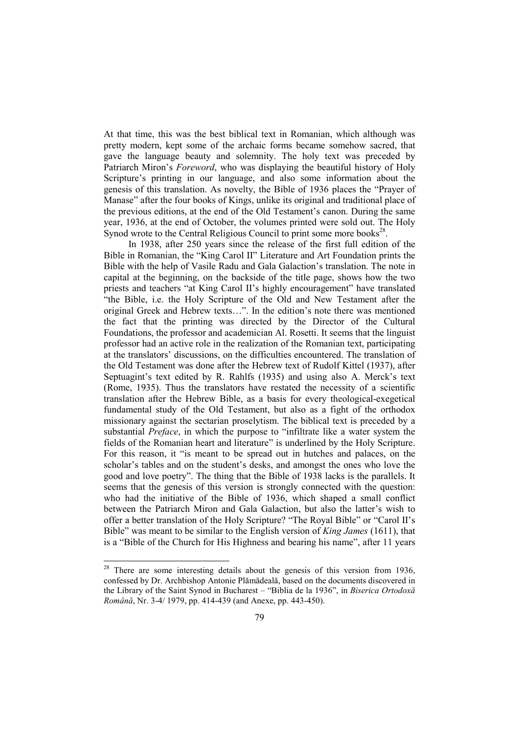At that time, this was the best biblical text in Romanian, which although was pretty modern, kept some of the archaic forms became somehow sacred, that gave the language beauty and solemnity. The holy text was preceded by Patriarch Miron's *Foreword*, who was displaying the beautiful history of Holy Scripture's printing in our language, and also some information about the genesis of this translation. As novelty, the Bible of 1936 places the "Prayer of Manase" after the four books of Kings, unlike its original and traditional place of the previous editions, at the end of the Old Testament's canon. During the same year, 1936, at the end of October, the volumes printed were sold out. The Holy Synod wrote to the Central Religious Council to print some more books[28].

In 1938, after 250 years since the release of the first full edition of the Bible in Romanian, the "King Carol II" Literature and Art Foundation prints the Bible with the help of Vasile Radu and Gala Galaction's translation. The note in capital at the beginning, on the backside of the title page, shows how the two priests and teachers "at King Carol II's highly encouragement" have translated "the Bible, i.e. the Holy Scripture of the Old and New Testament after the original Greek and Hebrew texts…". In the edition's note there was mentioned the fact that the printing was directed by the Director of the Cultural Foundations, the professor and academician Al. Rosetti. It seems that the linguist professor had an active role in the realization of the Romanian text, participating at the translators' discussions, on the difficulties encountered. The translation of the Old Testament was done after the Hebrew text of Rudolf Kittel (1937), after Septuagint's text edited by R. Rahlfs (1935) and using also A. Merck's text (Rome, 1935). Thus the translators have restated the necessity of a scientific translation after the Hebrew Bible, as a basis for every theological-exegetical fundamental study of the Old Testament, but also as a fight of the orthodox missionary against the sectarian proselytism. The biblical text is preceded by a substantial *Preface*, in which the purpose to "infiltrate like a water system the fields of the Romanian heart and literature" is underlined by the Holy Scripture. For this reason, it "is meant to be spread out in hutches and palaces, on the scholar's tables and on the student's desks, and amongst the ones who love the good and love poetry". The thing that the Bible of 1938 lacks is the parallels. It seems that the genesis of this version is strongly connected with the question: who had the initiative of the Bible of 1936, which shaped a small conflict between the Patriarch Miron and Gala Galaction, but also the latter's wish to offer a better translation of the Holy Scripture? "The Royal Bible" or "Carol II's Bible" was meant to be similar to the English version of *King James* (1611), that is a "Bible of the Church for His Highness and bearing his name", after 11 years

---

[28] There are some interesting details about the genesis of this version from 1936, confessed by Dr. Archbishop Antonie Plămădeală, based on the documents discovered in the Library of the Saint Synod in Bucharest – "Biblia de la 1936", in *Biserica Ortodoxă Română*, Nr. 3-4/ 1979, pp. 414-439 (and Anexe, pp. 443-450).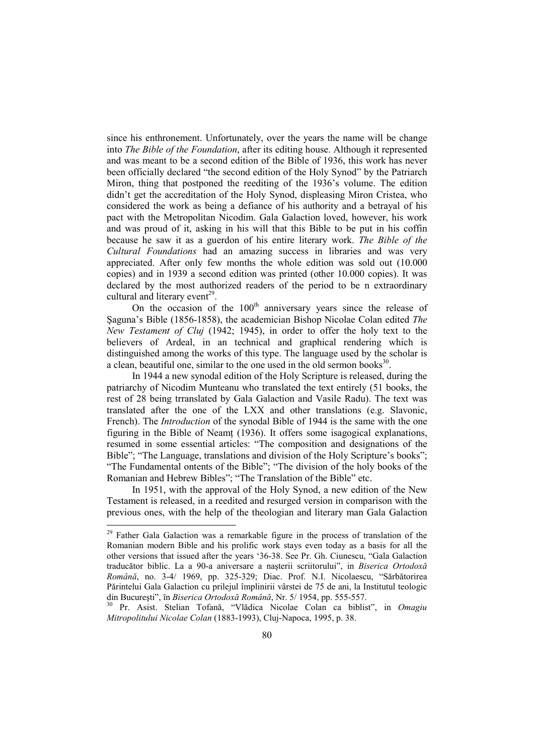since his enthronement. Unfortunately, over the years the name will be change into *The Bible of the Foundation*, after its editing house. Although it represented and was meant to be a second edition of the Bible of 1936, this work has never been officially declared "the second edition of the Holy Synod" by the Patriarch Miron, thing that postponed the reediting of the 1936's volume. The edition didn't get the accreditation of the Holy Synod, displeasing Miron Cristea, who considered the work as being a defiance of his authority and a betrayal of his pact with the Metropolitan Nicodim. Gala Galaction loved, however, his work and was proud of it, asking in his will that this Bible to be put in his coffin because he saw it as a guerdon of his entire literary work. *The Bible of the Cultural Foundations* had an amazing success in libraries and was very appreciated. After only few months the whole edition was sold out (10.000 copies) and in 1939 a second edition was printed (other 10.000 copies). It was declared by the most authorized readers of the period to be n extraordinary cultural and literary event[29].

On the occasion of the 100th anniversary years since the release of Şaguna's Bible (1856-1858), the academician Bishop Nicolae Colan edited *The New Testament of Cluj* (1942; 1945), in order to offer the holy text to the believers of Ardeal, in an technical and graphical rendering which is distinguished among the works of this type. The language used by the scholar is a clean, beautiful one, similar to the one used in the old sermon books[30].

In 1944 a new synodal edition of the Holy Scripture is released, during the patriarchy of Nicodim Munteanu who translated the text entirely (51 books, the rest of 28 being trranslated by Gala Galaction and Vasile Radu). The text was translated after the one of the LXX and other translations (e.g. Slavonic, French). The *Introduction* of the synodal Bible of 1944 is the same with the one figuring in the Bible of Neamţ (1936). It offers some isagogical explanations, resumed in some essential articles: "The composition and designations of the Bible"; "The Language, translations and division of the Holy Scripture's books"; "The Fundamental ontents of the Bible"; "The division of the holy books of the Romanian and Hebrew Bibles"; "The Translation of the Bible" etc.

In 1951, with the approval of the Holy Synod, a new edition of the New Testament is released, in a reedited and resurged version in comparison with the previous ones, with the help of the theologian and literary man Gala Galaction

---

[29] Father Gala Galaction was a remarkable figure in the process of translation of the Romanian modern Bible and his prolific work stays even today as a basis for all the other versions that issued after the years '36-38. See Pr. Gh. Ciunescu, "Gala Galaction traducător biblic. La a 90-a aniversare a naşterii scriitorului", in *Biserica Ortodoxă Română*, no. 3-4/ 1969, pp. 325-329; Diac. Prof. N.I. Nicolaescu, "Sărbătorirea Părintelui Gala Galaction cu prilejul împlinirii vârstei de 75 de ani, la Institutul teologic din Bucureşti", în *Biserica Ortodoxă Română*, Nr. 5/ 1954, pp. 555-557.

[30] Pr. Asist. Stelian Tofană, "Vlădica Nicolae Colan ca biblist", in *Omagiu Mitropolitului Nicolae Colan* (1883-1993), Cluj-Napoca, 1995, p. 38.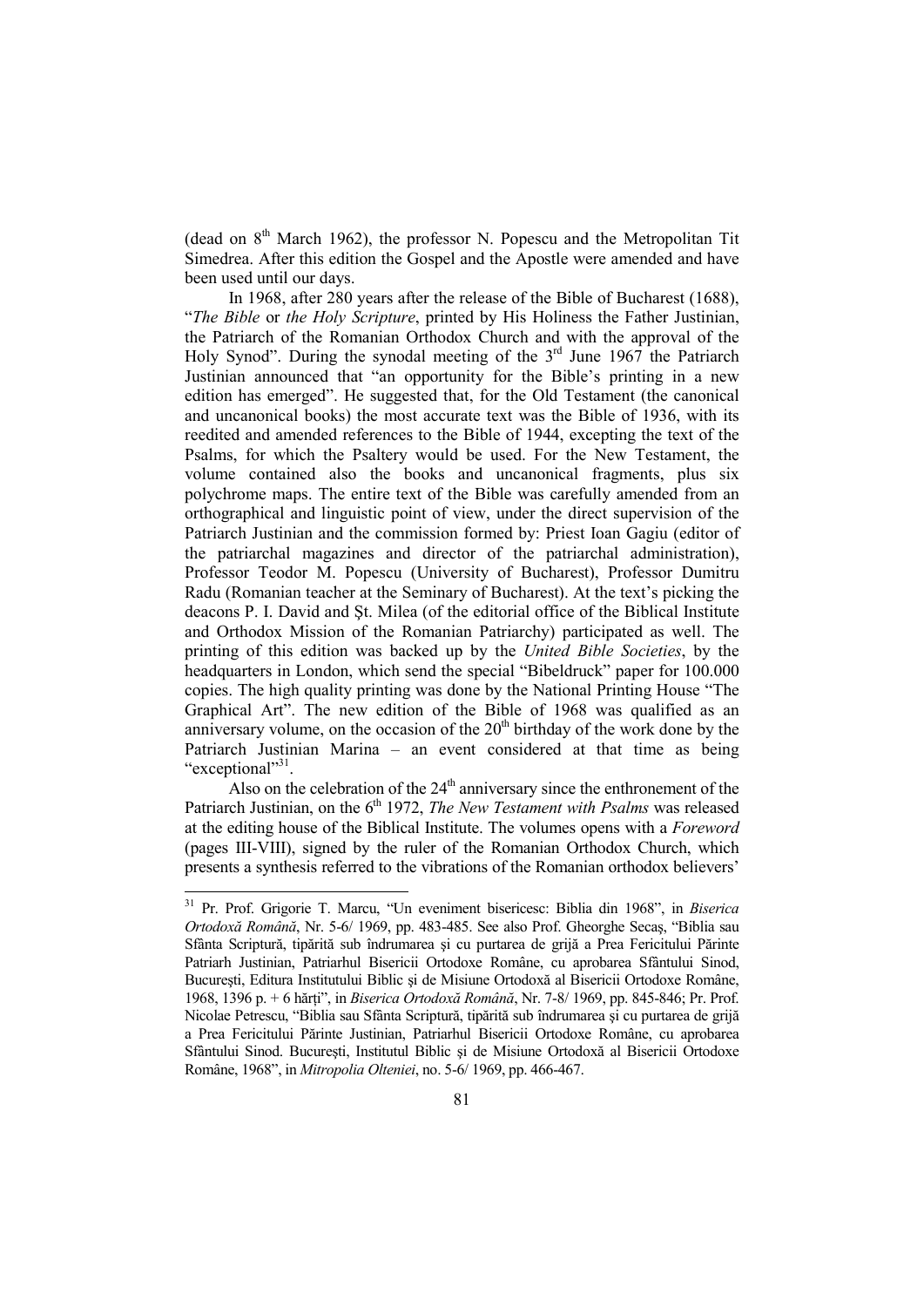(dead on 8th March 1962), the professor N. Popescu and the Metropolitan Tit Simedrea. After this edition the Gospel and the Apostle were amended and have been used until our days.

In 1968, after 280 years after the release of the Bible of Bucharest (1688), "*The Bible* or *the Holy Scripture*, printed by His Holiness the Father Justinian, the Patriarch of the Romanian Orthodox Church and with the approval of the Holy Synod". During the synodal meeting of the 3rd June 1967 the Patriarch Justinian announced that "an opportunity for the Bible's printing in a new edition has emerged". He suggested that, for the Old Testament (the canonical and uncanonical books) the most accurate text was the Bible of 1936, with its reedited and amended references to the Bible of 1944, excepting the text of the Psalms, for which the Psaltery would be used. For the New Testament, the volume contained also the books and uncanonical fragments, plus six polychrome maps. The entire text of the Bible was carefully amended from an orthographical and linguistic point of view, under the direct supervision of the Patriarch Justinian and the commission formed by: Priest Ioan Gagiu (editor of the patriarchal magazines and director of the patriarchal administration), Professor Teodor M. Popescu (University of Bucharest), Professor Dumitru Radu (Romanian teacher at the Seminary of Bucharest). At the text's picking the deacons P. I. David and Şt. Milea (of the editorial office of the Biblical Institute and Orthodox Mission of the Romanian Patriarchy) participated as well. The printing of this edition was backed up by the *United Bible Societies*, by the headquarters in London, which send the special "Bibeldruck" paper for 100.000 copies. The high quality printing was done by the National Printing House "The Graphical Art". The new edition of the Bible of 1968 was qualified as an anniversary volume, on the occasion of the 20th birthday of the work done by the Patriarch Justinian Marina – an event considered at that time as being "exceptional"[31].

Also on the celebration of the 24th anniversary since the enthronement of the Patriarch Justinian, on the 6th 1972, *The New Testament with Psalms* was released at the editing house of the Biblical Institute. The volumes opens with a *Foreword* (pages III-VIII), signed by the ruler of the Romanian Orthodox Church, which presents a synthesis referred to the vibrations of the Romanian orthodox believers'

---

[31] Pr. Prof. Grigorie T. Marcu, "Un eveniment bisericesc: Biblia din 1968", in *Biserica Ortodoxă Română*, Nr. 5-6/ 1969, pp. 483-485. See also Prof. Gheorghe Secaş, "Biblia sau Sfânta Scriptură, tipărită sub îndrumarea şi cu purtarea de grijă a Prea Fericitului Părinte Patriarh Justinian, Patriarhul Bisericii Ortodoxe Române, cu aprobarea Sfântului Sinod, Bucureşti, Editura Institutului Biblic şi de Misiune Ortodoxă al Bisericii Ortodoxe Române, 1968, 1396 p. + 6 hărţi", in *Biserica Ortodoxă Română*, Nr. 7-8/ 1969, pp. 845-846; Pr. Prof. Nicolae Petrescu, "Biblia sau Sfânta Scriptură, tipărită sub îndrumarea şi cu purtarea de grijă a Prea Fericitului Părinte Justinian, Bisericii Ortodoxe Române, cu aprobarea Sfântului Sinod. Bucureşti, Institutul Biblic şi de Misiune Ortodoxă al Bisericii Ortodoxe Române, 1968", in *Mitropolia Olteniei*, no. 5-6/ 1969, pp. 466-467.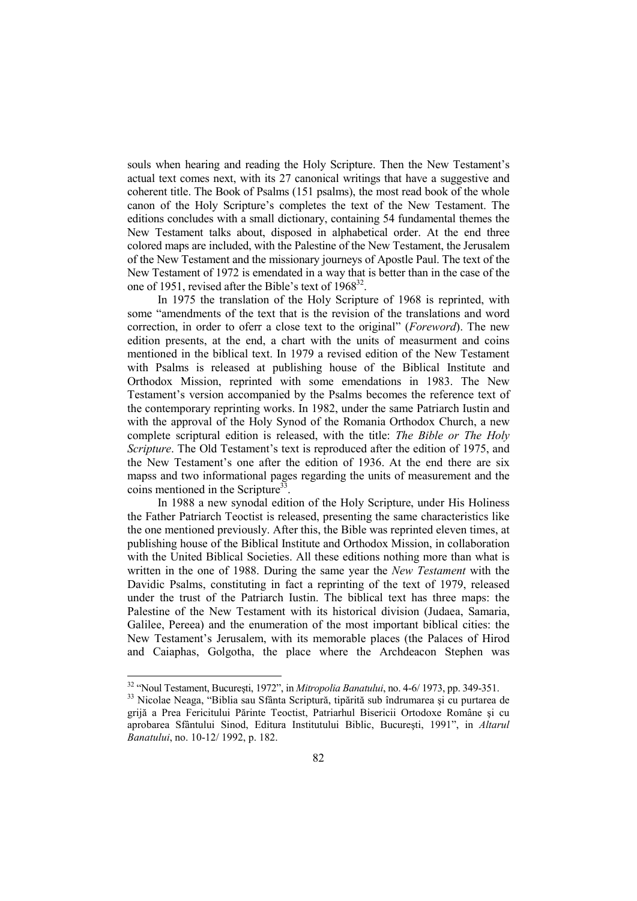souls when hearing and reading the Holy Scripture. Then the New Testament's actual text comes next, with its 27 canonical writings that have a suggestive and coherent title. The Book of Psalms (151 psalms), the most read book of the whole canon of the Holy Scripture's completes the text of the New Testament. The editions concludes with a small dictionary, containing 54 fundamental themes the New Testament talks about, disposed in alphabetical order. At the end three colored maps are included, with the Palestine of the New Testament, the Jerusalem of the New Testament and the missionary journeys of Apostle Paul. The text of the New Testament of 1972 is emendated in a way that is better than in the case of the one of 1951, revised after the Bible's text of 1968[32].

In 1975 the translation of the Holy Scripture of 1968 is reprinted, with some "amendments of the text that is the revision of the translations and word correction, in order to oferr a close text to the original" (*Foreword*). The new edition presents, at the end, a chart with the units of measurment and coins mentioned in the biblical text. In 1979 a revised edition of the New Testament with Psalms is released at publishing house of the Biblical Institute and Orthodox Mission, reprinted with some emendations in 1983. The New Testament's version accompanied by the Psalms becomes the reference text of the contemporary reprinting works. In 1982, under the same Patriarch Iustin and with the approval of the Holy Synod of the Romania Orthodox Church, a new complete scriptural edition is released, with the title: *The Bible or The Holy Scripture*. The Old Testament's text is reproduced after the edition of 1975, and the New Testament's one after the edition of 1936. At the end there are six mapss and two informational pages regarding the units of measurement and the coins mentioned in the Scripture[33].

In 1988 a new synodal edition of the Holy Scripture, under His Holiness the Father Patriarch Teoctist is released, presenting the same characteristics like the one mentioned previously. After this, the Bible was reprinted eleven times, at publishing house of the Biblical Institute and Orthodox Mission, in collaboration with the United Biblical Societies. All these editions nothing more than what is written in the one of 1988. During the same year the *New Testament* with the Davidic Psalms, constituting in fact a reprinting of the text of 1979, released under the trust of the Patriarch Iustin. The biblical text has three maps: the Palestine of the New Testament with its historical division (Judaea, Samaria, Galilee, Pereea) and the enumeration of the most important biblical cities: the New Testament's Jerusalem, with its memorable places (the Palaces of Hirod and Caiaphas, Golgotha, the place where the Archdeacon Stephen was

---

[32] "Noul Testament, București, 1972", in *Mitropolia Banatului*, no. 4-6/ 1973, pp. 349-351.

[33] Nicolae Neaga, "Biblia sau Sfânta Scriptură, tipărită sub îndrumarea și cu purtarea de grijă a Prea Fericitului Părinte Teoctist, Patriarhul Bisericii Ortodoxe Române și cu aprobarea Sfântului Sinod, Editura Institutului Biblic, București, 1991", in *Altarul Banatului*, no. 10-12/ 1992, p. 182.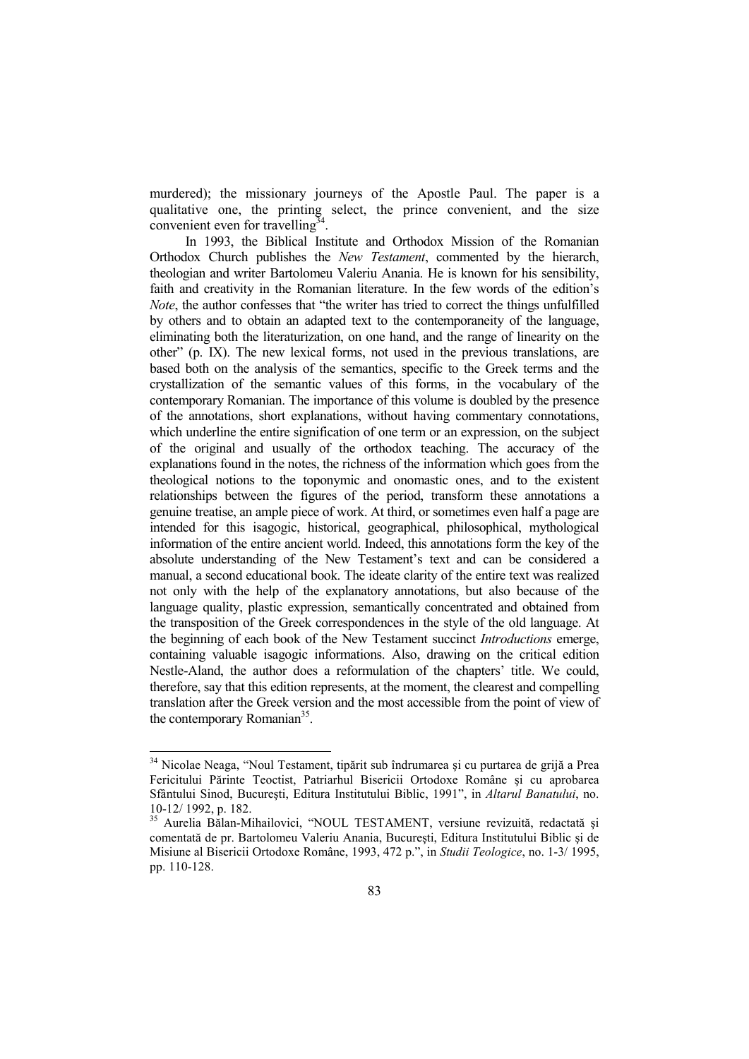murdered); the missionary journeys of the Apostle Paul. The paper is a qualitative one, the printing select, the prince convenient, and the size convenient even for travelling[34].

In 1993, the Biblical Institute and Orthodox Mission of the Romanian Orthodox Church publishes the *New Testament*, commented by the hierarch, theologian and writer Bartolomeu Valeriu Anania. He is known for his sensibility, faith and creativity in the Romanian literature. In the few words of the edition's *Note*, the author confesses that "the writer has tried to correct the things unfulfilled by others and to obtain an adapted text to the contemporaneity of the language, eliminating both the literaturization, on one hand, and the range of linearity on the other" (p. IX). The new lexical forms, not used in the previous translations, are based both on the analysis of the semantics, specific to the Greek terms and the crystallization of the semantic values of this forms, in the vocabulary of the contemporary Romanian. The importance of this volume is doubled by the presence of the annotations, short explanations, without having commentary connotations, which underline the entire signification of one term or an expression, on the subject of the original and usually of the orthodox teaching. The accuracy of the explanations found in the notes, the richness of the information which goes from the theological notions to the toponymic and onomastic ones, and to the existent relationships between the figures of the period, transform these annotations a genuine treatise, an ample piece of work. At third, or sometimes even half a page are intended for this isagogic, historical, geographical, philosophical, mythological information of the entire ancient world. Indeed, this annotations form the key of the absolute understanding of the New Testament's text and can be considered a manual, a second educational book. The ideate clarity of the entire text was realized not only with the help of the explanatory annotations, but also because of the language quality, plastic expression, semantically concentrated and obtained from the transposition of the Greek correspondences in the style of the old language. At the beginning of each book of the New Testament succinct *Introductions* emerge, containing valuable isagogic informations. Also, drawing on the critical edition Nestle-Aland, the author does a reformulation of the chapters' title. We could, therefore, say that this edition represents, at the moment, the clearest and compelling translation after the Greek version and the most accessible from the point of view of the contemporary Romanian[35].

---

[34] Nicolae Neaga, "Noul Testament, tipărit sub îndrumarea şi cu purtarea de grijă a Prea Fericitului Părinte Teoctist, Patriarhul Bisericii Ortodoxe Române şi cu aprobarea Sfântului Sinod, Bucureşti, Editura Institutului Biblic, 1991", in *Altarul Banatului*, no. 10-12/ 1992, p. 182.

[35] Aurelia Bălan-Mihailovici, "NOUL TESTAMENT, versiune revizuită, redactată şi comentată de pr. Bartolomeu Valeriu Anania, Bucureşti, Editura Institutului Biblic şi de Misiune al Bisericii Ortodoxe Române, 1993, 472 p.", in *Studii Teologice*, no. 1-3/ 1995, pp. 110-128.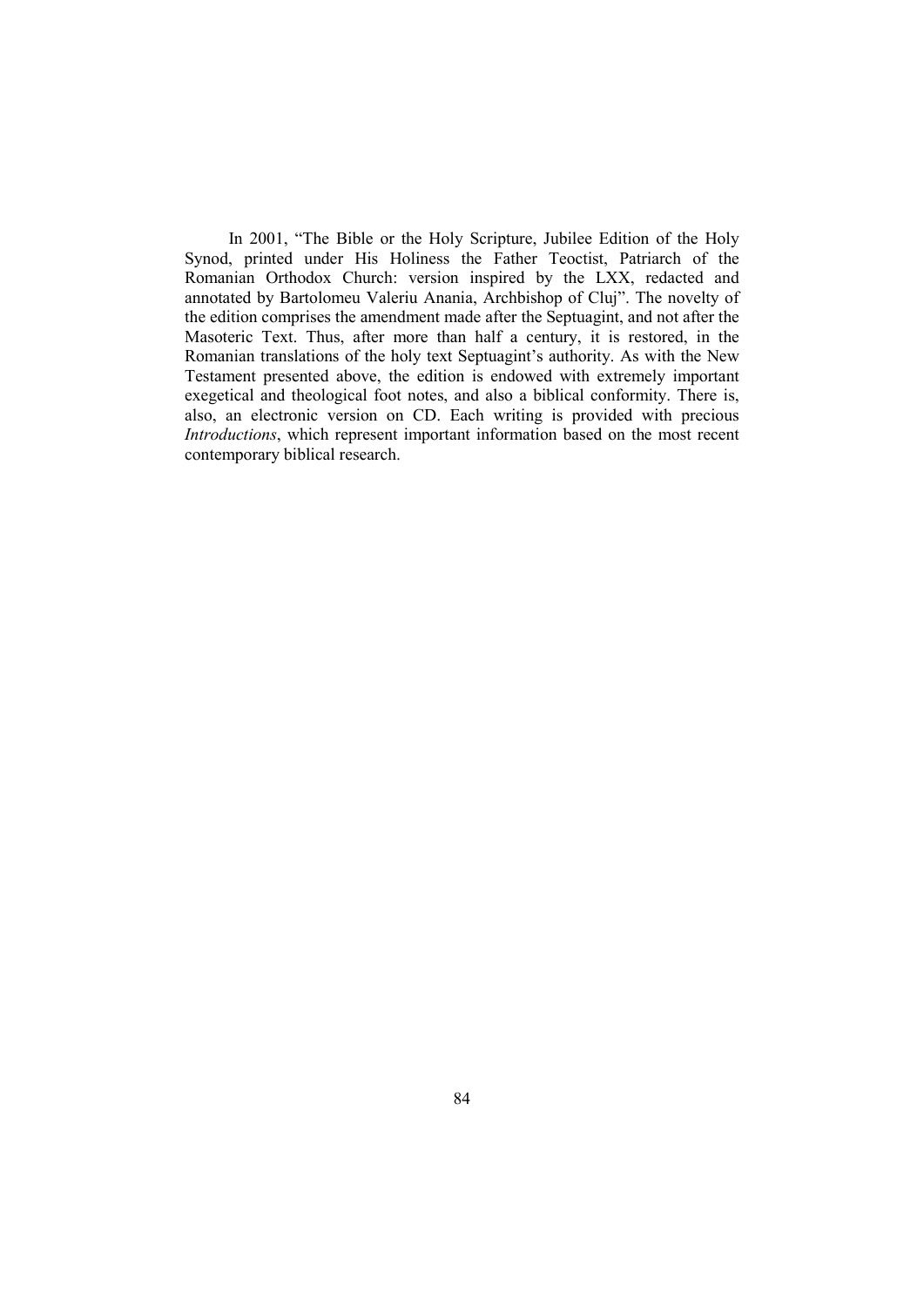In 2001, "The Bible or the Holy Scripture, Jubilee Edition of the Holy Synod, printed under His Holiness the Father Teoctist, Patriarch of the Romanian Orthodox Church: version inspired by the LXX, redacted and annotated by Bartolomeu Valeriu Anania, Archbishop of Cluj". The novelty of the edition comprises the amendment made after the Septuagint, and not after the Masoteric Text. Thus, after more than half a century, it is restored, in the Romanian translations of the holy text Septuagint's authority. As with the New Testament presented above, the edition is endowed with extremely important exegetical and theological foot notes, and also a biblical conformity. There is, also, an electronic version on CD. Each writing is provided with precious *Introductions*, which represent important information based on the most recent contemporary biblical research.